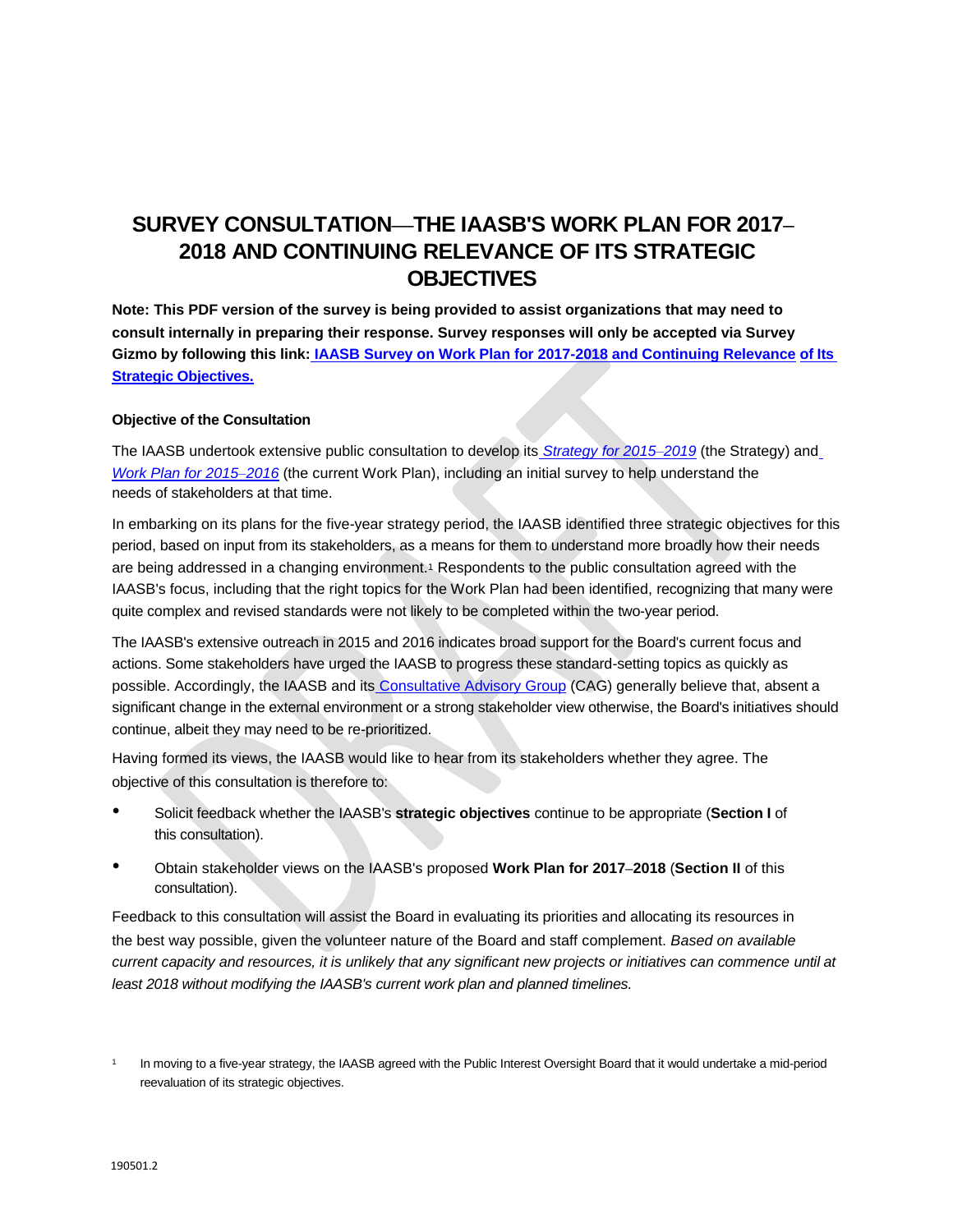# SURVEY CONSULTATION—THE IAASB'S WORK PLAN FOR 2017–2018 AND CONTINUING RELEVANCE OF ITS STRATEGIC OBJECTIVES

**Note: This PDF version of the survey is being provided to assist organizations that may need to consult internally in preparing their response. Survey responses will only be accepted via Survey Gizmo by following this link: IAASB Survey on Work Plan for 2017-2018 and Continuing Relevance of Its Strategic Objectives.**

**Objective of the Consultation**

The IAASB undertook extensive public consultation to develop its *Strategy for 2015–2019* (the Strategy) and *Work Plan for 2015–2016* (the current Work Plan), including an initial survey to help understand the needs of stakeholders at that time.

In embarking on its plans for the five-year strategy period, the IAASB identified three strategic objectives for this period, based on input from its stakeholders, as a means for them to understand more broadly how their needs are being addressed in a changing environment.[1] Respondents to the public consultation agreed with the IAASB's focus, including that the right topics for the Work Plan had been identified, recognizing that many were quite complex and revised standards were not likely to be completed within the two-year period.

The IAASB's extensive outreach in 2015 and 2016 indicates broad support for the Board's current focus and actions. Some stakeholders have urged the IAASB to progress these standard-setting topics as quickly as possible. Accordingly, the IAASB and its Consultative Advisory Group (CAG) generally believe that, absent a significant change in the external environment or a strong stakeholder view otherwise, the Board's initiatives should continue, albeit they may need to be re-prioritized.

Having formed its views, the IAASB would like to hear from its stakeholders whether they agree. The objective of this consultation is therefore to:

- Solicit feedback whether the IAASB's **strategic objectives** continue to be appropriate (**Section I** of this consultation).
- Obtain stakeholder views on the IAASB's proposed **Work Plan for 2017–2018** (**Section II** of this consultation).

Feedback to this consultation will assist the Board in evaluating its priorities and allocating its resources in the best way possible, given the volunteer nature of the Board and staff complement. *Based on available current capacity and resources, it is unlikely that any significant new projects or initiatives can commence until at least 2018 without modifying the IAASB's current work plan and planned timelines.*

[1] In moving to a five-year strategy, the IAASB agreed with the Public Interest Oversight Board that it would undertake a mid-period reevaluation of its strategic objectives.

190501.2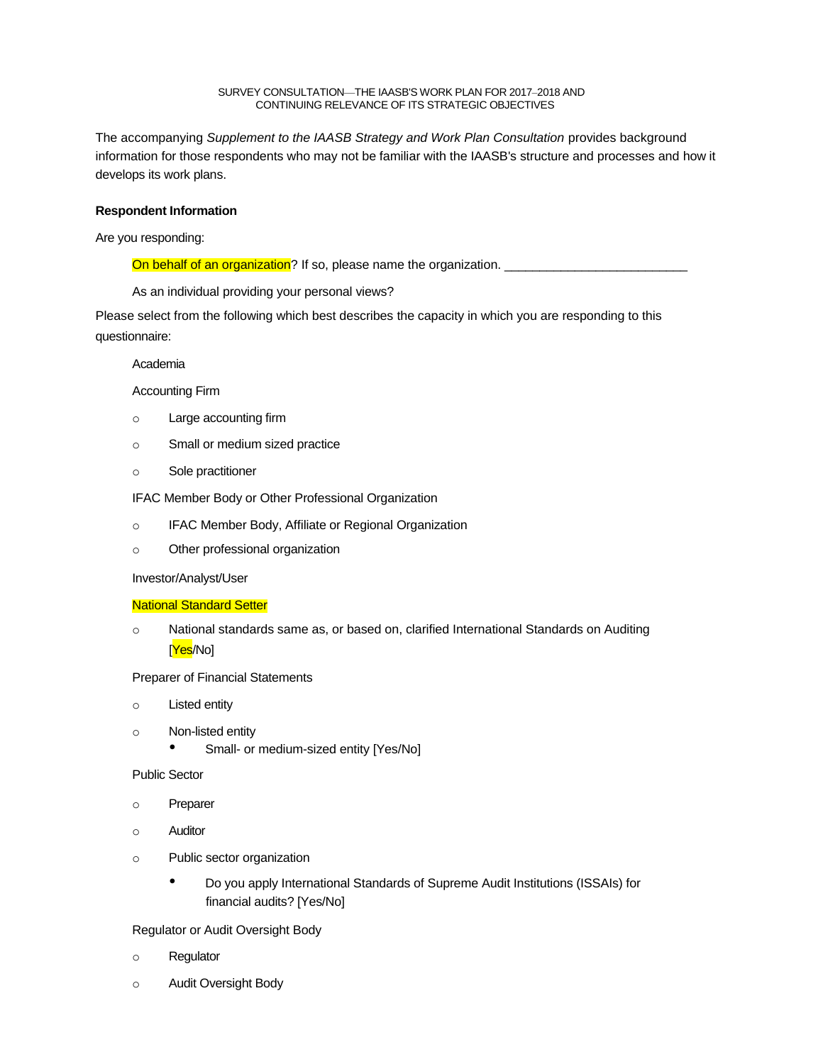SURVEY CONSULTATION—THE IAASB'S WORK PLAN FOR 2017–2018 AND CONTINUING RELEVANCE OF ITS STRATEGIC OBJECTIVES

The accompanying *Supplement to the IAASB Strategy and Work Plan Consultation* provides background information for those respondents who may not be familiar with the IAASB's structure and processes and how it develops its work plans.

**Respondent Information**

Are you responding:

On behalf of an organization? If so, please name the organization. ___________________________

As an individual providing your personal views?

Please select from the following which best describes the capacity in which you are responding to this questionnaire:

Academia

Accounting Firm

- Large accounting firm
- Small or medium sized practice
- Sole practitioner

IFAC Member Body or Other Professional Organization

- IFAC Member Body, Affiliate or Regional Organization
- Other professional organization

Investor/Analyst/User

National Standard Setter

- National standards same as, or based on, clarified International Standards on Auditing [Yes/No]

Preparer of Financial Statements

- Listed entity
- Non-listed entity
  - Small- or medium-sized entity [Yes/No]

Public Sector

- Preparer
- Auditor
- Public sector organization
  - Do you apply International Standards of Supreme Audit Institutions (ISSAIs) for financial audits? [Yes/No]

Regulator or Audit Oversight Body

- Regulator
- Audit Oversight Body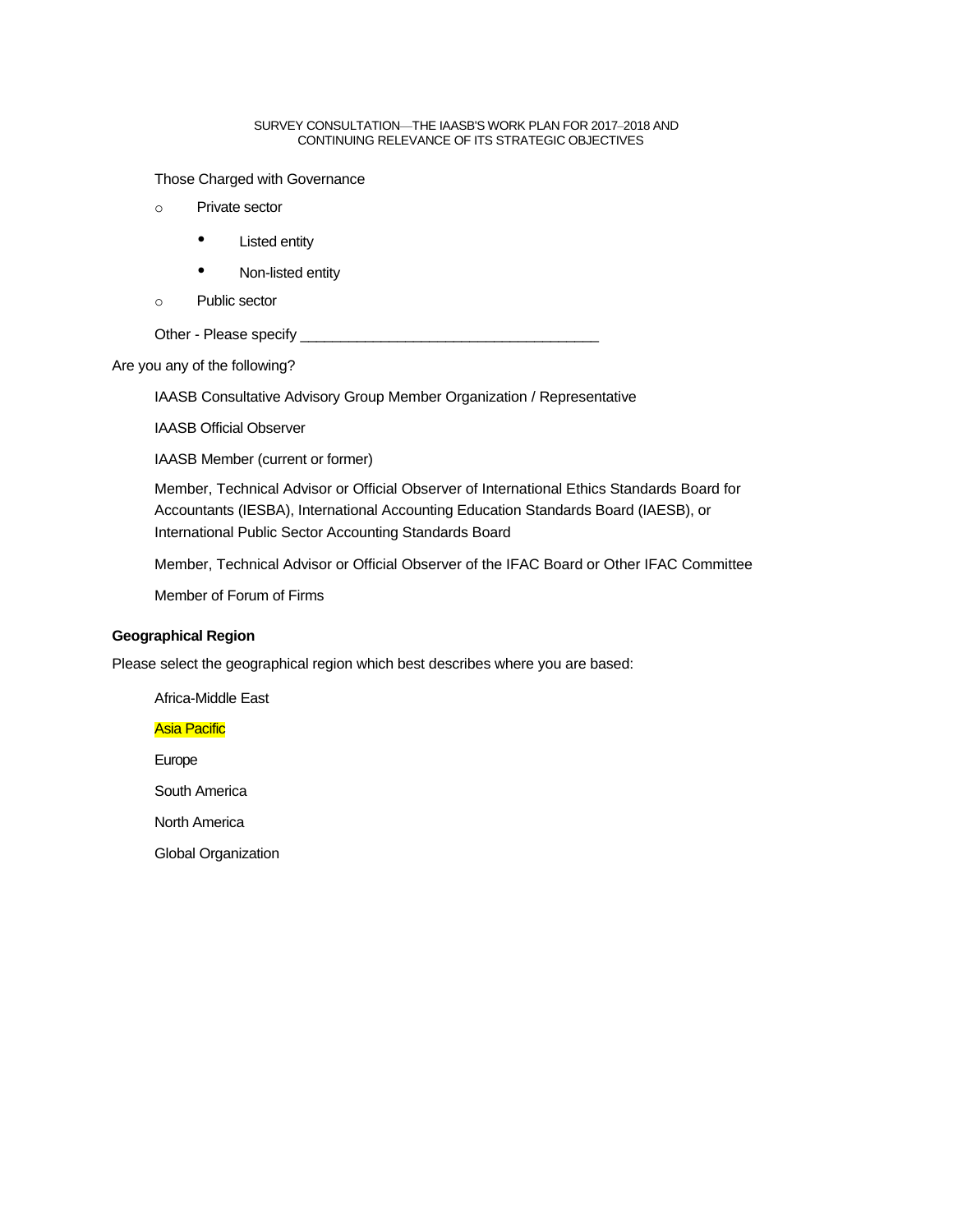Those Charged with Governance

- Private sector
  - Listed entity
  - Non-listed entity
- Public sector

Other - Please specify ______________________________________

Are you any of the following?

IAASB Consultative Advisory Group Member Organization / Representative

IAASB Official Observer

IAASB Member (current or former)

Member, Technical Advisor or Official Observer of International Ethics Standards Board for Accountants (IESBA), International Accounting Education Standards Board (IAESB), or International Public Sector Accounting Standards Board

Member, Technical Advisor or Official Observer of the IFAC Board or Other IFAC Committee

Member of Forum of Firms

**Geographical Region**

Please select the geographical region which best describes where you are based:

Africa-Middle East

Asia Pacific

Europe

South America

North America

Global Organization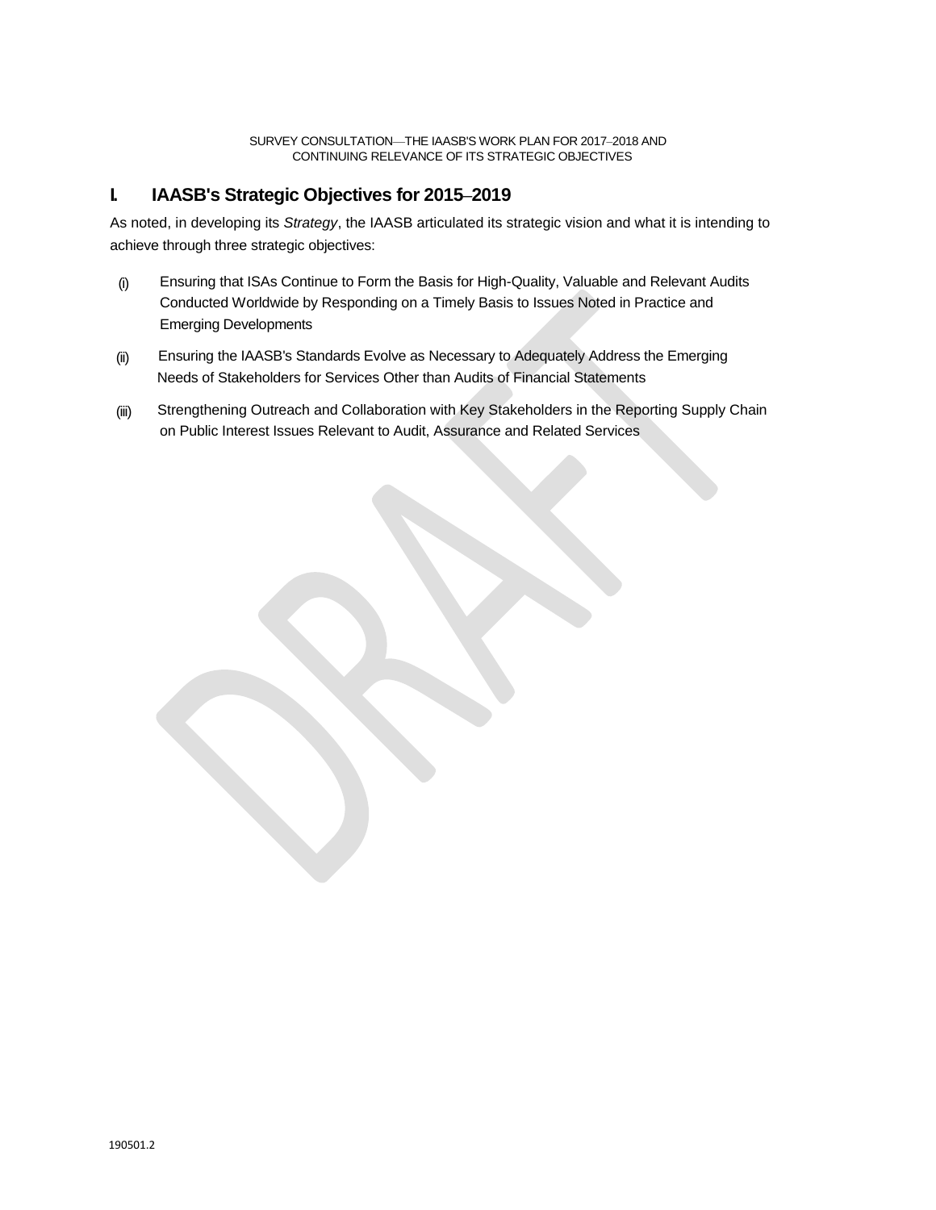## I. IAASB's Strategic Objectives for 2015–2019

As noted, in developing its *Strategy*, the IAASB articulated its strategic vision and what it is intending to achieve through three strategic objectives:

(i) Ensuring that ISAs Continue to Form the Basis for High-Quality, Valuable and Relevant Audits Conducted Worldwide by Responding on a Timely Basis to Issues Noted in Practice and Emerging Developments

(ii) Ensuring the IAASB's Standards Evolve as Necessary to Adequately Address the Emerging Needs of Stakeholders for Services Other than Audits of Financial Statements

(iii) Strengthening Outreach and Collaboration with Key Stakeholders in the Reporting Supply Chain on Public Interest Issues Relevant to Audit, Assurance and Related Services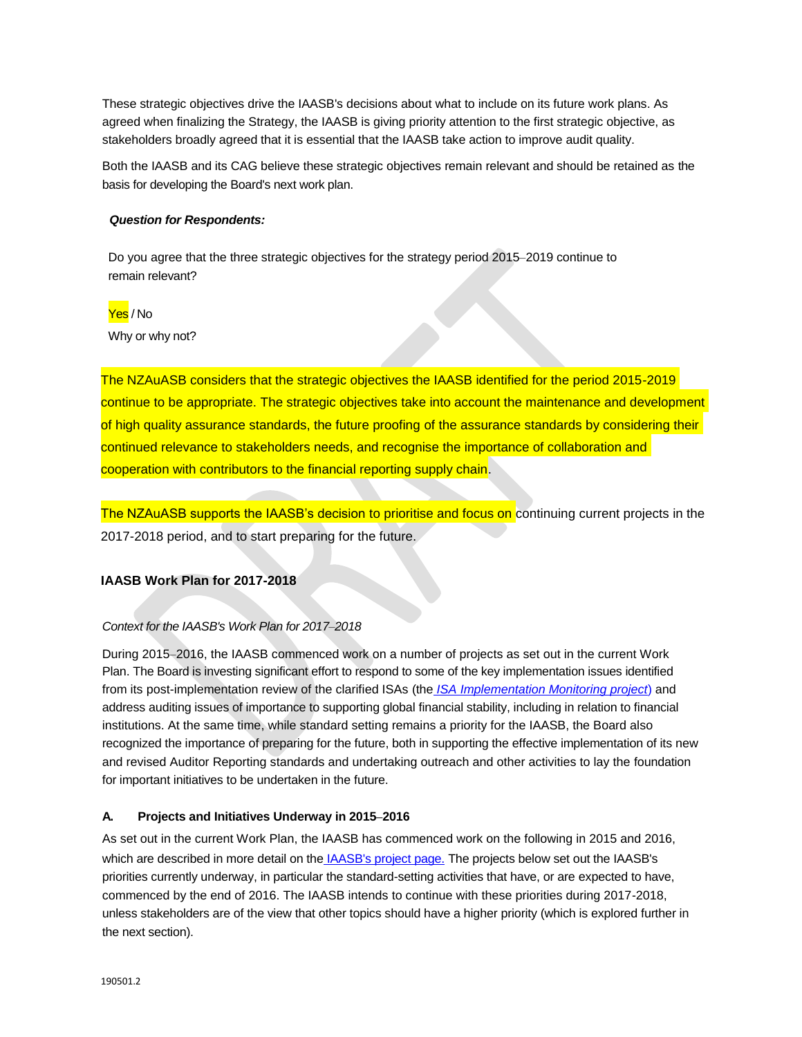These strategic objectives drive the IAASB's decisions about what to include on its future work plans. As agreed when finalizing the Strategy, the IAASB is giving priority attention to the first strategic objective, as stakeholders broadly agreed that it is essential that the IAASB take action to improve audit quality.

Both the IAASB and its CAG believe these strategic objectives remain relevant and should be retained as the basis for developing the Board's next work plan.

***Question for Respondents:***

Do you agree that the three strategic objectives for the strategy period 2015–2019 continue to remain relevant?

Yes / No

Why or why not?

The NZAuASB considers that the strategic objectives the IAASB identified for the period 2015-2019 continue to be appropriate. The strategic objectives take into account the maintenance and development of high quality assurance standards, the future proofing of the assurance standards by considering their continued relevance to stakeholders needs, and recognise the importance of collaboration and cooperation with contributors to the financial reporting supply chain.

The NZAuASB supports the IAASB's decision to prioritise and focus on continuing current projects in the 2017-2018 period, and to start preparing for the future.

## IAASB Work Plan for 2017-2018

*Context for the IAASB's Work Plan for 2017–2018*

During 2015–2016, the IAASB commenced work on a number of projects as set out in the current Work Plan. The Board is investing significant effort to respond to some of the key implementation issues identified from its post-implementation review of the clarified ISAs (the *ISA Implementation Monitoring project*) and address auditing issues of importance to supporting global financial stability, including in relation to financial institutions. At the same time, while standard setting remains a priority for the IAASB, the Board also recognized the importance of preparing for the future, both in supporting the effective implementation of its new and revised Auditor Reporting standards and undertaking outreach and other activities to lay the foundation for important initiatives to be undertaken in the future.

### A. Projects and Initiatives Underway in 2015–2016

As set out in the current Work Plan, the IAASB has commenced work on the following in 2015 and 2016, which are described in more detail on the IAASB's project page. The projects below set out the IAASB's priorities currently underway, in particular the standard-setting activities that have, or are expected to have, commenced by the end of 2016. The IAASB intends to continue with these priorities during 2017-2018, unless stakeholders are of the view that other topics should have a higher priority (which is explored further in the next section).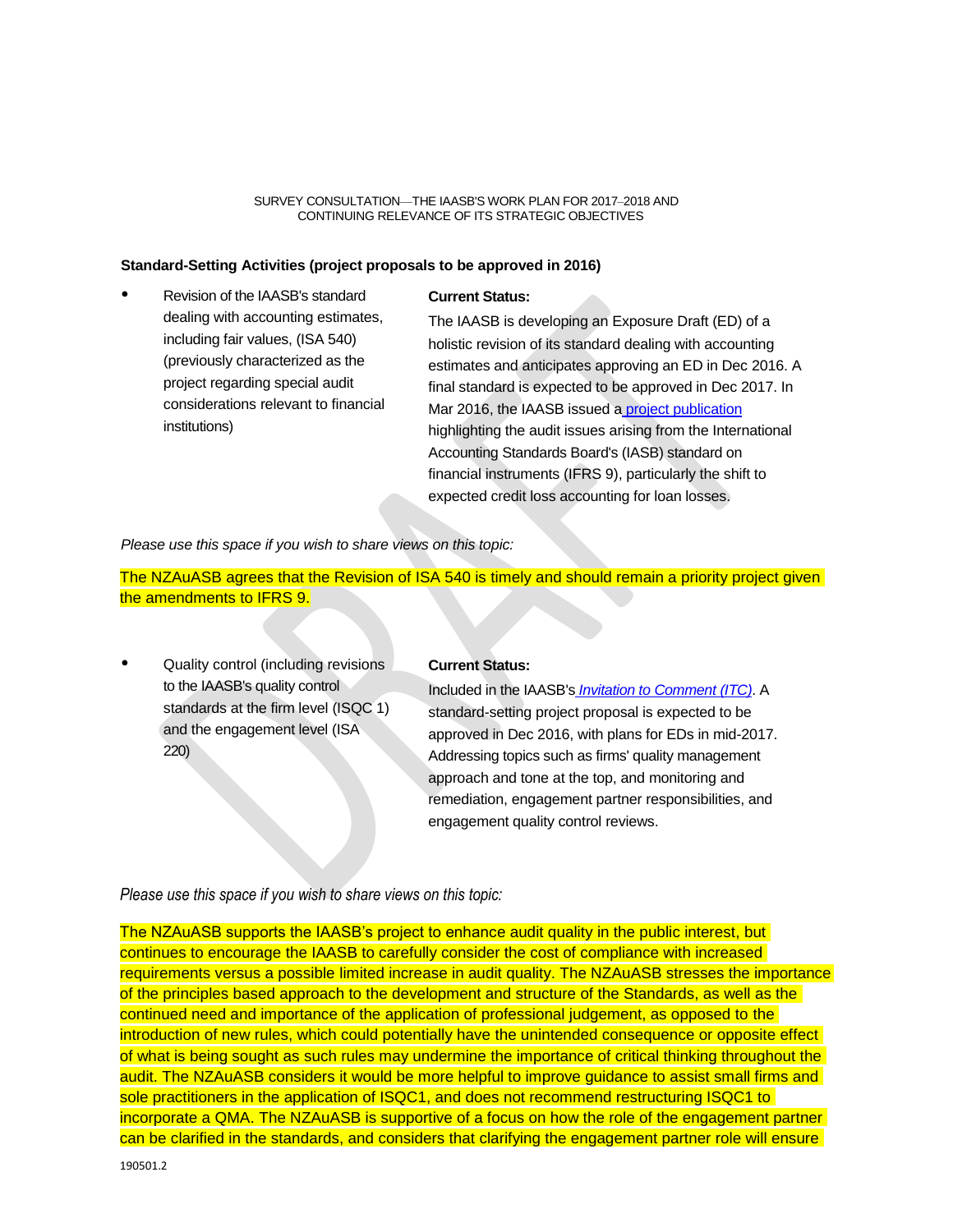SURVEY CONSULTATION—THE IAASB'S WORK PLAN FOR 2017–2018 AND CONTINUING RELEVANCE OF ITS STRATEGIC OBJECTIVES

**Standard-Setting Activities (project proposals to be approved in 2016)**

| | |
|---|---|
| • Revision of the IAASB's standard dealing with accounting estimates, including fair values, (ISA 540) (previously characterized as the project regarding special audit considerations relevant to financial institutions) | **Current Status:** The IAASB is developing an Exposure Draft (ED) of a holistic revision of its standard dealing with accounting estimates and anticipates approving an ED in Dec 2016. A final standard is expected to be approved in Dec 2017. In Mar 2016, the IAASB issued a project publication highlighting the audit issues arising from the International Accounting Standards Board's (IASB) standard on financial instruments (IFRS 9), particularly the shift to expected credit loss accounting for loan losses. |

*Please use this space if you wish to share views on this topic:*

The NZAuASB agrees that the Revision of ISA 540 is timely and should remain a priority project given the amendments to IFRS 9.

| | |
|---|---|
| • Quality control (including revisions to the IAASB's quality control standards at the firm level (ISQC 1) and the engagement level (ISA 220) | **Current Status:** Included in the IAASB's *Invitation to Comment (ITC)*. A standard-setting project proposal is expected to be approved in Dec 2016, with plans for EDs in mid-2017. Addressing topics such as firms' quality management approach and tone at the top, and monitoring and remediation, engagement partner responsibilities, and engagement quality control reviews. |

*Please use this space if you wish to share views on this topic:*

The NZAuASB supports the IAASB's project to enhance audit quality in the public interest, but continues to encourage the IAASB to carefully consider the cost of compliance with increased requirements versus a possible limited increase in audit quality. The NZAuASB stresses the importance of the principles based approach to the development and structure of the Standards, as well as the continued need and importance of the application of professional judgement, as opposed to the introduction of new rules, which could potentially have the unintended consequence or opposite effect of what is being sought as such rules may undermine the importance of critical thinking throughout the audit. The NZAuASB considers it would be more helpful to improve guidance to assist small firms and sole practitioners in the application of ISQC1, and does not recommend restructuring ISQC1 to incorporate a QMA. The NZAuASB is supportive of a focus on how the role of the engagement partner can be clarified in the standards, and considers that clarifying the engagement partner role will ensure

190501.2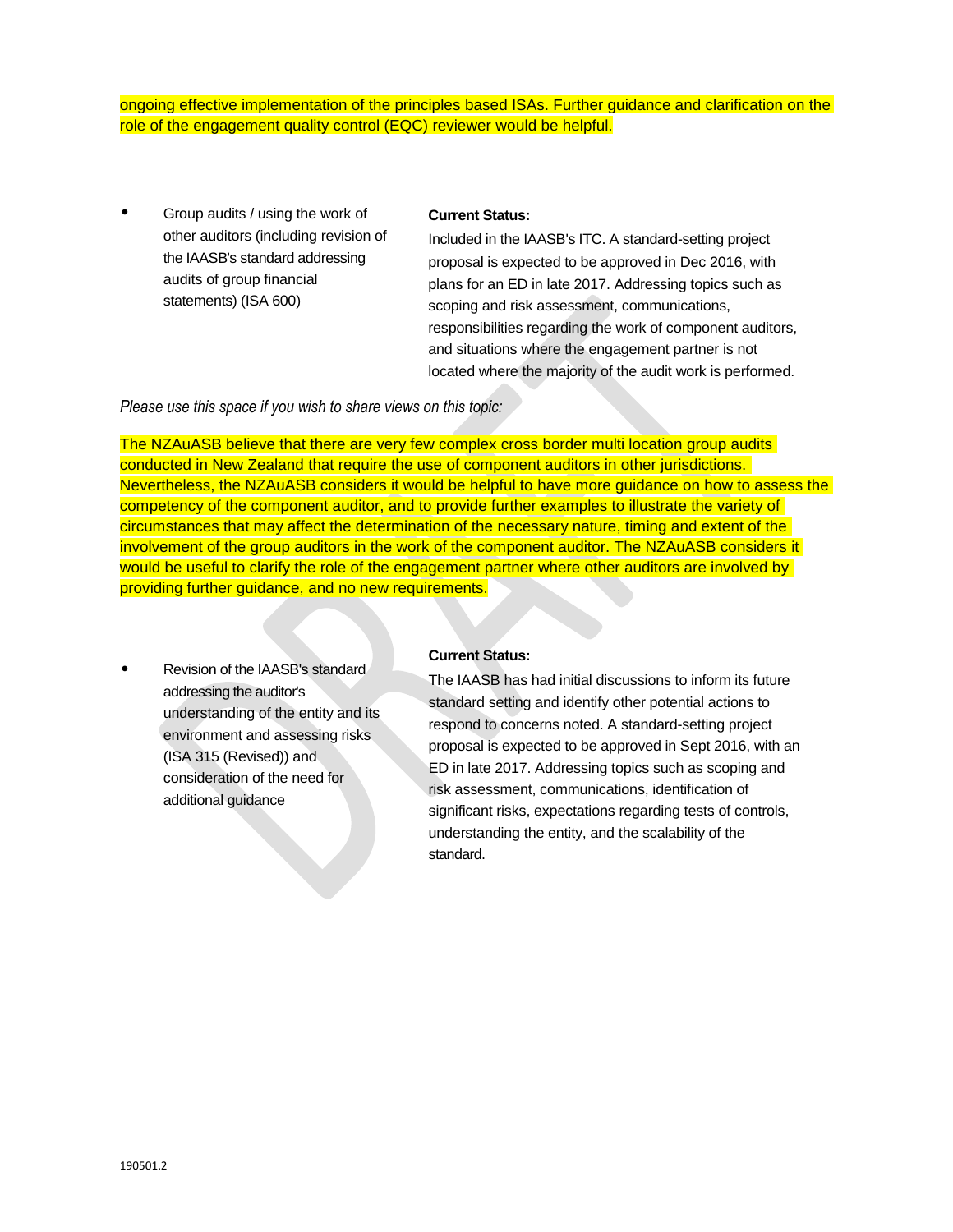ongoing effective implementation of the principles based ISAs. Further guidance and clarification on the role of the engagement quality control (EQC) reviewer would be helpful.

- Group audits / using the work of other auditors (including revision of the IAASB's standard addressing audits of group financial statements) (ISA 600)

**Current Status:**

Included in the IAASB's ITC. A standard-setting project proposal is expected to be approved in Dec 2016, with plans for an ED in late 2017. Addressing topics such as scoping and risk assessment, communications, responsibilities regarding the work of component auditors, and situations where the engagement partner is not located where the majority of the audit work is performed.

*Please use this space if you wish to share views on this topic:*

The NZAuASB believe that there are very few complex cross border multi location group audits conducted in New Zealand that require the use of component auditors in other jurisdictions. Nevertheless, the NZAuASB considers it would be helpful to have more guidance on how to assess the competency of the component auditor, and to provide further examples to illustrate the variety of circumstances that may affect the determination of the necessary nature, timing and extent of the involvement of the group auditors in the work of the component auditor. The NZAuASB considers it would be useful to clarify the role of the engagement partner where other auditors are involved by providing further guidance, and no new requirements.

- Revision of the IAASB's standard addressing the auditor's understanding of the entity and its environment and assessing risks (ISA 315 (Revised)) and consideration of the need for additional guidance

**Current Status:**

The IAASB has had initial discussions to inform its future standard setting and identify other potential actions to respond to concerns noted. A standard-setting project proposal is expected to be approved in Sept 2016, with an ED in late 2017. Addressing topics such as scoping and risk assessment, communications, identification of significant risks, expectations regarding tests of controls, understanding the entity, and the scalability of the standard.

190501.2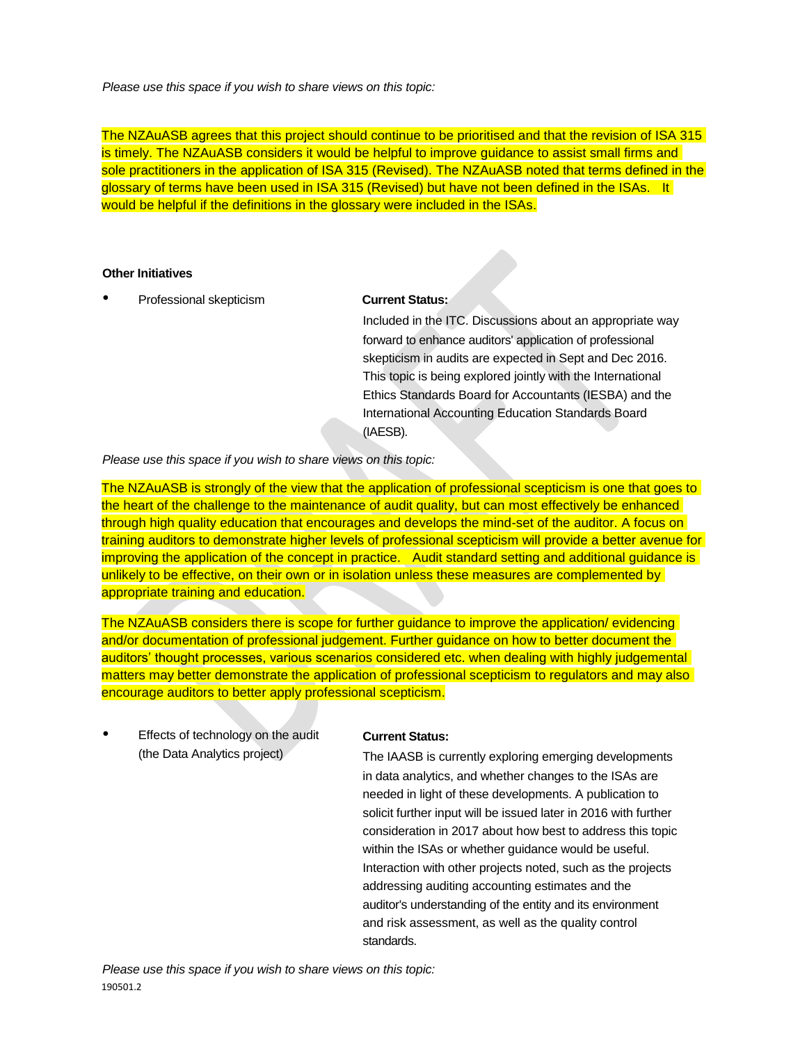*Please use this space if you wish to share views on this topic:*

The NZAuASB agrees that this project should continue to be prioritised and that the revision of ISA 315 is timely. The NZAuASB considers it would be helpful to improve guidance to assist small firms and sole practitioners in the application of ISA 315 (Revised). The NZAuASB noted that terms defined in the glossary of terms have been used in ISA 315 (Revised) but have not been defined in the ISAs. It would be helpful if the definitions in the glossary were included in the ISAs.

**Other Initiatives**

- Professional skepticism

**Current Status:**

Included in the ITC. Discussions about an appropriate way forward to enhance auditors' application of professional skepticism in audits are expected in Sept and Dec 2016. This topic is being explored jointly with the International Ethics Standards Board for Accountants (IESBA) and the International Accounting Education Standards Board (IAESB).

*Please use this space if you wish to share views on this topic:*

The NZAuASB is strongly of the view that the application of professional scepticism is one that goes to the heart of the challenge to the maintenance of audit quality, but can most effectively be enhanced through high quality education that encourages and develops the mind-set of the auditor. A focus on training auditors to demonstrate higher levels of professional scepticism will provide a better avenue for improving the application of the concept in practice. Audit standard setting and additional guidance is unlikely to be effective, on their own or in isolation unless these measures are complemented by appropriate training and education.

The NZAuASB considers there is scope for further guidance to improve the application/ evidencing and/or documentation of professional judgement. Further guidance on how to better document the auditors' thought processes, various scenarios considered etc. when dealing with highly judgemental matters may better demonstrate the application of professional scepticism to regulators and may also encourage auditors to better apply professional scepticism.

- Effects of technology on the audit (the Data Analytics project)

**Current Status:**

The IAASB is currently exploring emerging developments in data analytics, and whether changes to the ISAs are needed in light of these developments. A publication to solicit further input will be issued later in 2016 with further consideration in 2017 about how best to address this topic within the ISAs or whether guidance would be useful. Interaction with other projects noted, such as the projects addressing auditing accounting estimates and the auditor's understanding of the entity and its environment and risk assessment, as well as the quality control standards.

*Please use this space if you wish to share views on this topic:*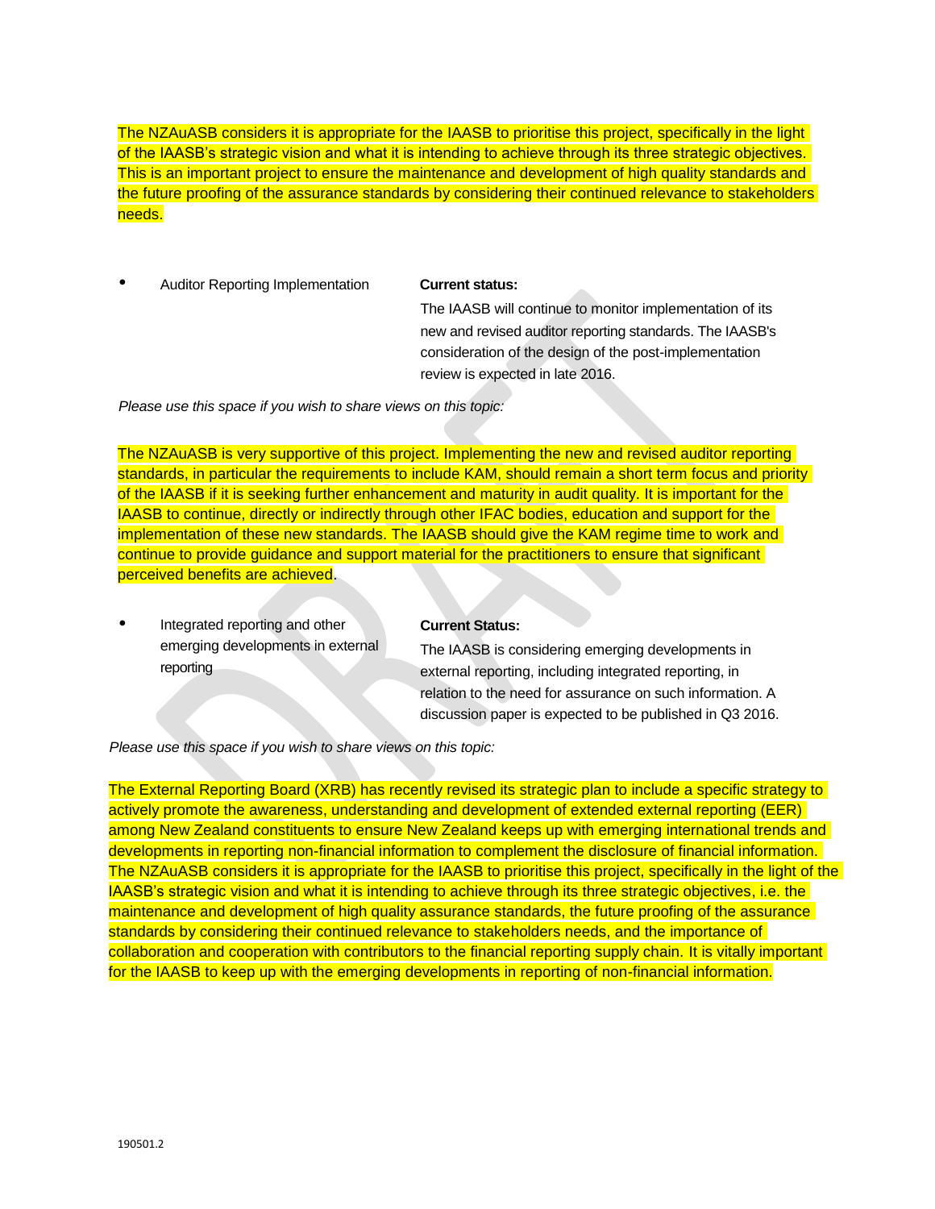The NZAuASB considers it is appropriate for the IAASB to prioritise this project, specifically in the light of the IAASB's strategic vision and what it is intending to achieve through its three strategic objectives. This is an important project to ensure the maintenance and development of high quality standards and the future proofing of the assurance standards by considering their continued relevance to stakeholders needs.

- Auditor Reporting Implementation

  **Current status:**

  The IAASB will continue to monitor implementation of its new and revised auditor reporting standards. The IAASB's consideration of the design of the post-implementation review is expected in late 2016.

*Please use this space if you wish to share views on this topic:*

The NZAuASB is very supportive of this project. Implementing the new and revised auditor reporting standards, in particular the requirements to include KAM, should remain a short term focus and priority of the IAASB if it is seeking further enhancement and maturity in audit quality. It is important for the IAASB to continue, directly or indirectly through other IFAC bodies, education and support for the implementation of these new standards. The IAASB should give the KAM regime time to work and continue to provide guidance and support material for the practitioners to ensure that significant perceived benefits are achieved.

- Integrated reporting and other emerging developments in external reporting

  **Current Status:**

  The IAASB is considering emerging developments in external reporting, including integrated reporting, in relation to the need for assurance on such information. A discussion paper is expected to be published in Q3 2016.

*Please use this space if you wish to share views on this topic:*

The External Reporting Board (XRB) has recently revised its strategic plan to include a specific strategy to actively promote the awareness, understanding and development of extended external reporting (EER) among New Zealand constituents to ensure New Zealand keeps up with emerging international trends and developments in reporting non-financial information to complement the disclosure of financial information. The NZAuASB considers it is appropriate for the IAASB to prioritise this project, specifically in the light of the IAASB's strategic vision and what it is intending to achieve through its three strategic objectives, i.e. the maintenance and development of high quality assurance standards, the future proofing of the assurance standards by considering their continued relevance to stakeholders needs, and the importance of collaboration and cooperation with contributors to the financial reporting supply chain. It is vitally important for the IAASB to keep up with the emerging developments in reporting of non-financial information.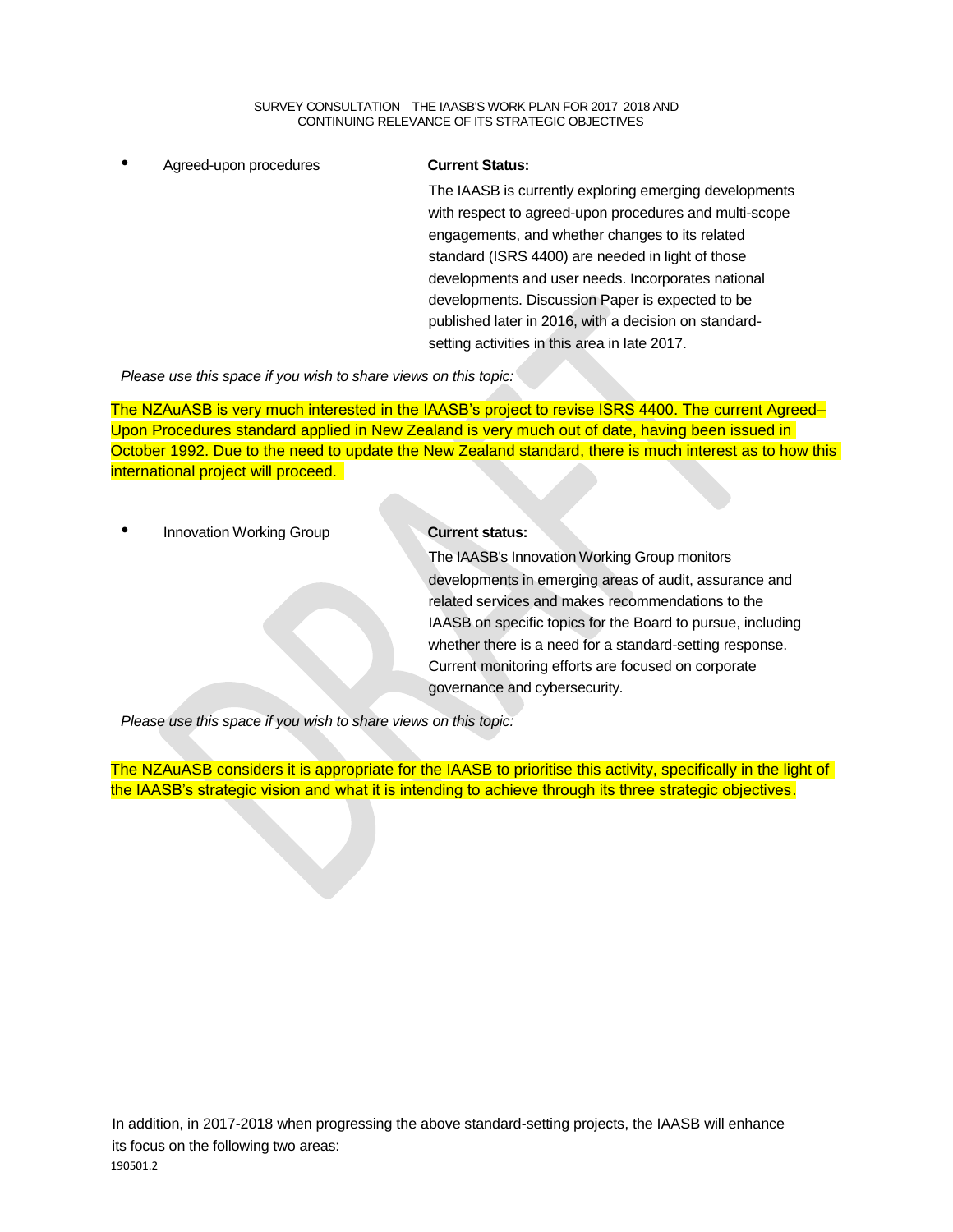- Agreed-upon procedures

**Current Status:**

The IAASB is currently exploring emerging developments with respect to agreed-upon procedures and multi-scope engagements, and whether changes to its related standard (ISRS 4400) are needed in light of those developments and user needs. Incorporates national developments. Discussion Paper is expected to be published later in 2016, with a decision on standard-setting activities in this area in late 2017.

*Please use this space if you wish to share views on this topic:*

The NZAuASB is very much interested in the IAASB's project to revise ISRS 4400. The current Agreed–Upon Procedures standard applied in New Zealand is very much out of date, having been issued in October 1992. Due to the need to update the New Zealand standard, there is much interest as to how this international project will proceed.

- Innovation Working Group

**Current status:**

The IAASB's Innovation Working Group monitors developments in emerging areas of audit, assurance and related services and makes recommendations to the IAASB on specific topics for the Board to pursue, including whether there is a need for a standard-setting response. Current monitoring efforts are focused on corporate governance and cybersecurity.

*Please use this space if you wish to share views on this topic:*

The NZAuASB considers it is appropriate for the IAASB to prioritise this activity, specifically in the light of the IAASB's strategic vision and what it is intending to achieve through its three strategic objectives.

In addition, in 2017-2018 when progressing the above standard-setting projects, the IAASB will enhance its focus on the following two areas: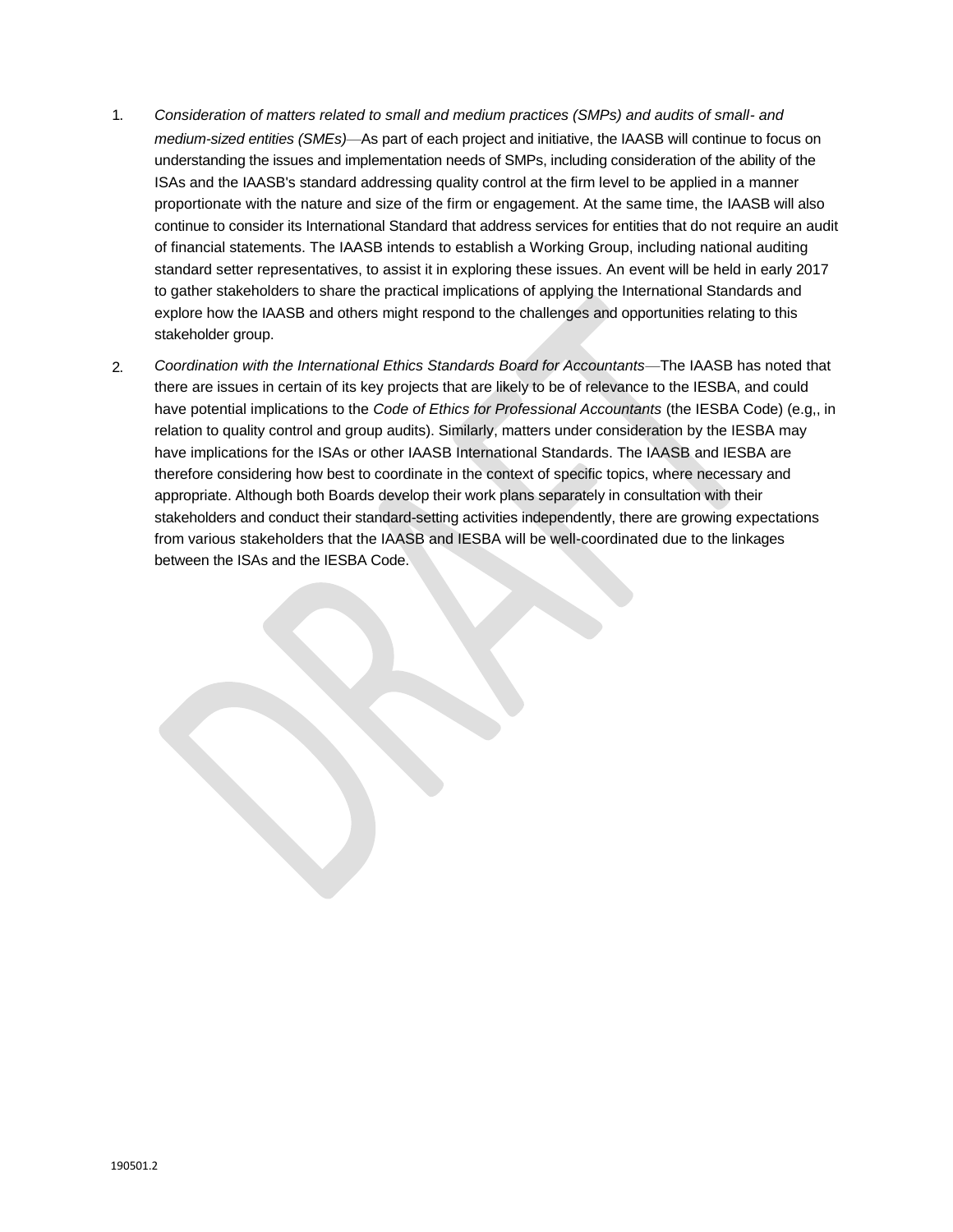1. *Consideration of matters related to small and medium practices (SMPs) and audits of small- and medium-sized entities (SMEs)*—As part of each project and initiative, the IAASB will continue to focus on understanding the issues and implementation needs of SMPs, including consideration of the ability of the ISAs and the IAASB's standard addressing quality control at the firm level to be applied in a manner proportionate with the nature and size of the firm or engagement. At the same time, the IAASB will also continue to consider its International Standard that address services for entities that do not require an audit of financial statements. The IAASB intends to establish a Working Group, including national auditing standard setter representatives, to assist it in exploring these issues. An event will be held in early 2017 to gather stakeholders to share the practical implications of applying the International Standards and explore how the IAASB and others might respond to the challenges and opportunities relating to this stakeholder group.

2. *Coordination with the International Ethics Standards Board for Accountants*—The IAASB has noted that there are issues in certain of its key projects that are likely to be of relevance to the IESBA, and could have potential implications to the *Code of Ethics for Professional Accountants* (the IESBA Code) (e.g,, in relation to quality control and group audits). Similarly, matters under consideration by the IESBA may have implications for the ISAs or other IAASB International Standards. The IAASB and IESBA are therefore considering how best to coordinate in the context of specific topics, where necessary and appropriate. Although both Boards develop their work plans separately in consultation with their stakeholders and conduct their standard-setting activities independently, there are growing expectations from various stakeholders that the IAASB and IESBA will be well-coordinated due to the linkages between the ISAs and the IESBA Code.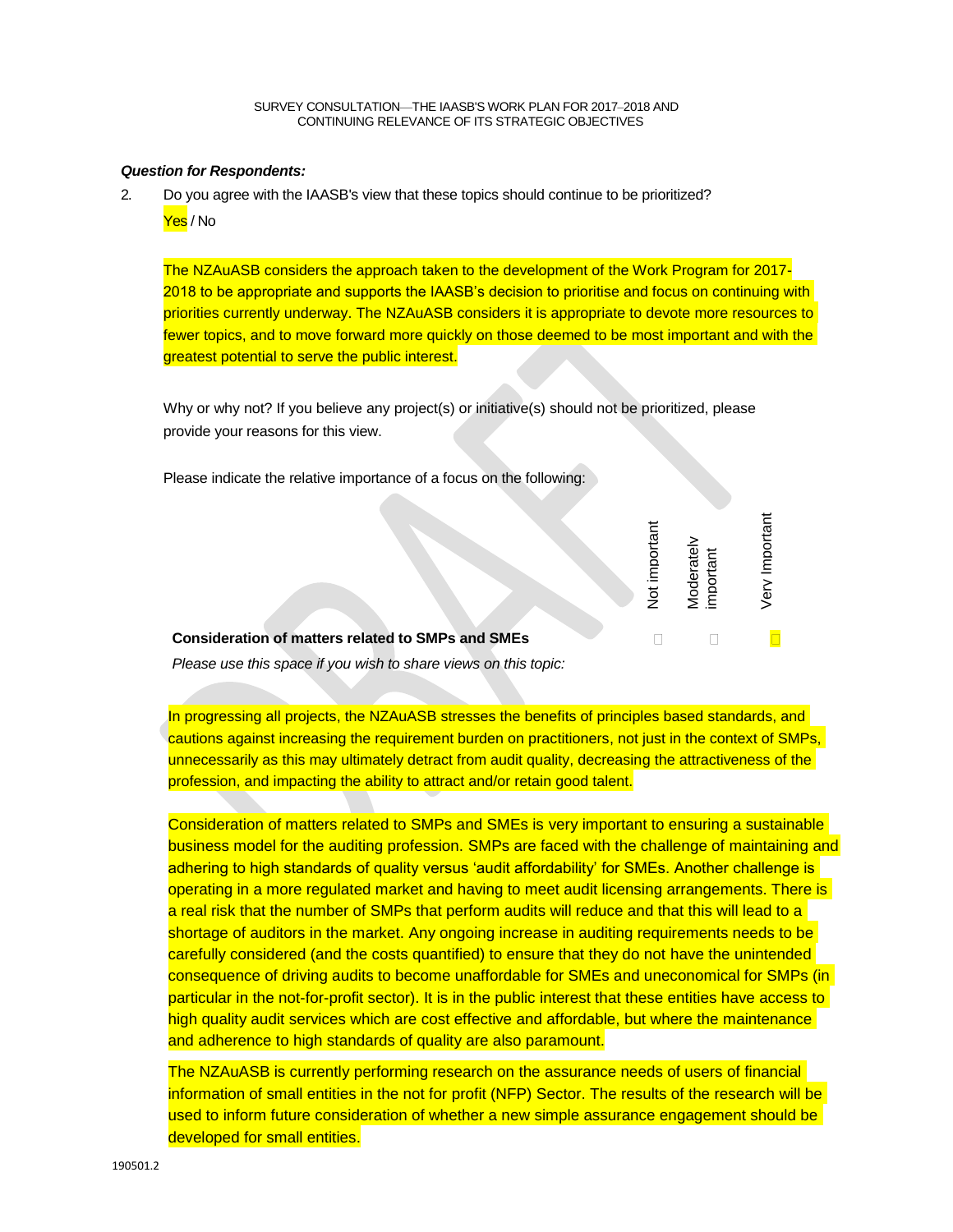SURVEY CONSULTATION—THE IAASB'S WORK PLAN FOR 2017–2018 AND CONTINUING RELEVANCE OF ITS STRATEGIC OBJECTIVES

***Question for Respondents:***

2. Do you agree with the IAASB's view that these topics should continue to be prioritized?

   Yes / No

   The NZAuASB considers the approach taken to the development of the Work Program for 2017-2018 to be appropriate and supports the IAASB's decision to prioritise and focus on continuing with priorities currently underway. The NZAuASB considers it is appropriate to devote more resources to fewer topics, and to move forward more quickly on those deemed to be most important and with the greatest potential to serve the public interest.

   Why or why not? If you believe any project(s) or initiative(s) should not be prioritized, please provide your reasons for this view.

   Please indicate the relative importance of a focus on the following:

| | Not important | Moderately important | Very Important |
|---|---|---|---|
| **Consideration of matters related to SMPs and SMEs** | ☐ | ☐ | ☒ |

*Please use this space if you wish to share views on this topic:*

In progressing all projects, the NZAuASB stresses the benefits of principles based standards, and cautions against increasing the requirement burden on practitioners, not just in the context of SMPs, unnecessarily as this may ultimately detract from audit quality, decreasing the attractiveness of the profession, and impacting the ability to attract and/or retain good talent.

Consideration of matters related to SMPs and SMEs is very important to ensuring a sustainable business model for the auditing profession. SMPs are faced with the challenge of maintaining and adhering to high standards of quality versus 'audit affordability' for SMEs. Another challenge is operating in a more regulated market and having to meet audit licensing arrangements. There is a real risk that the number of SMPs that perform audits will reduce and that this will lead to a shortage of auditors in the market. Any ongoing increase in auditing requirements needs to be carefully considered (and the costs quantified) to ensure that they do not have the unintended consequence of driving audits to become unaffordable for SMEs and uneconomical for SMPs (in particular in the not-for-profit sector). It is in the public interest that these entities have access to high quality audit services which are cost effective and affordable, but where the maintenance and adherence to high standards of quality are also paramount.

The NZAuASB is currently performing research on the assurance needs of users of financial information of small entities in the not for profit (NFP) Sector. The results of the research will be used to inform future consideration of whether a new simple assurance engagement should be developed for small entities.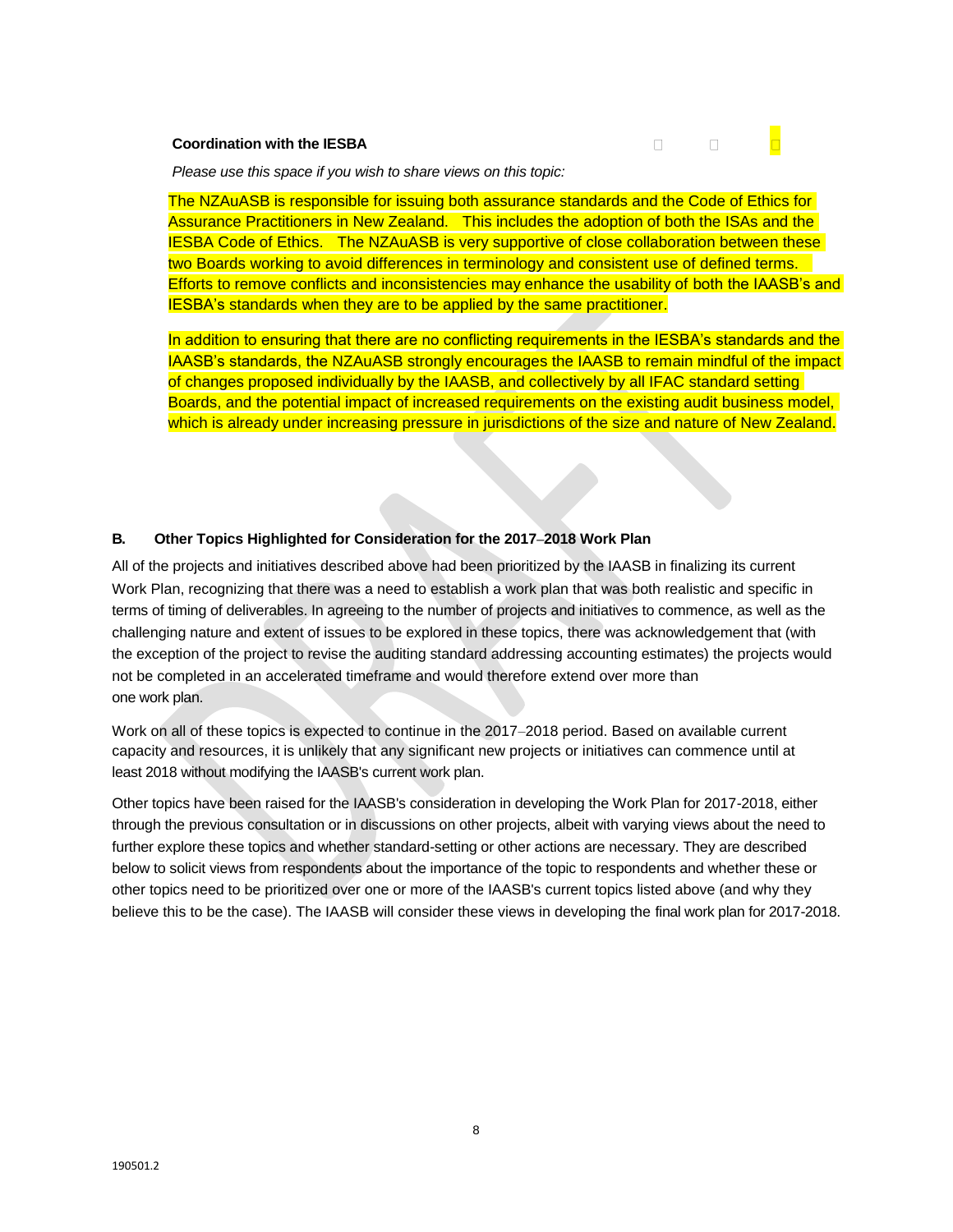**Coordination with the IESBA** ☐ ☐ ☐

*Please use this space if you wish to share views on this topic:*

The NZAuASB is responsible for issuing both assurance standards and the Code of Ethics for Assurance Practitioners in New Zealand. This includes the adoption of both the ISAs and the IESBA Code of Ethics. The NZAuASB is very supportive of close collaboration between these two Boards working to avoid differences in terminology and consistent use of defined terms. Efforts to remove conflicts and inconsistencies may enhance the usability of both the IAASB's and IESBA's standards when they are to be applied by the same practitioner.

In addition to ensuring that there are no conflicting requirements in the IESBA's standards and the IAASB's standards, the NZAuASB strongly encourages the IAASB to remain mindful of the impact of changes proposed individually by the IAASB, and collectively by all IFAC standard setting Boards, and the potential impact of increased requirements on the existing audit business model, which is already under increasing pressure in jurisdictions of the size and nature of New Zealand.

## B. Other Topics Highlighted for Consideration for the 2017–2018 Work Plan

All of the projects and initiatives described above had been prioritized by the IAASB in finalizing its current Work Plan, recognizing that there was a need to establish a work plan that was both realistic and specific in terms of timing of deliverables. In agreeing to the number of projects and initiatives to commence, as well as the challenging nature and extent of issues to be explored in these topics, there was acknowledgement that (with the exception of the project to revise the auditing standard addressing accounting estimates) the projects would not be completed in an accelerated timeframe and would therefore extend over more than one work plan.

Work on all of these topics is expected to continue in the 2017–2018 period. Based on available current capacity and resources, it is unlikely that any significant new projects or initiatives can commence until at least 2018 without modifying the IAASB's current work plan.

Other topics have been raised for the IAASB's consideration in developing the Work Plan for 2017-2018, either through the previous consultation or in discussions on other projects, albeit with varying views about the need to further explore these topics and whether standard-setting or other actions are necessary. They are described below to solicit views from respondents about the importance of the topic to respondents and whether these or other topics need to be prioritized over one or more of the IAASB's current topics listed above (and why they believe this to be the case). The IAASB will consider these views in developing the final work plan for 2017-2018.

190501.2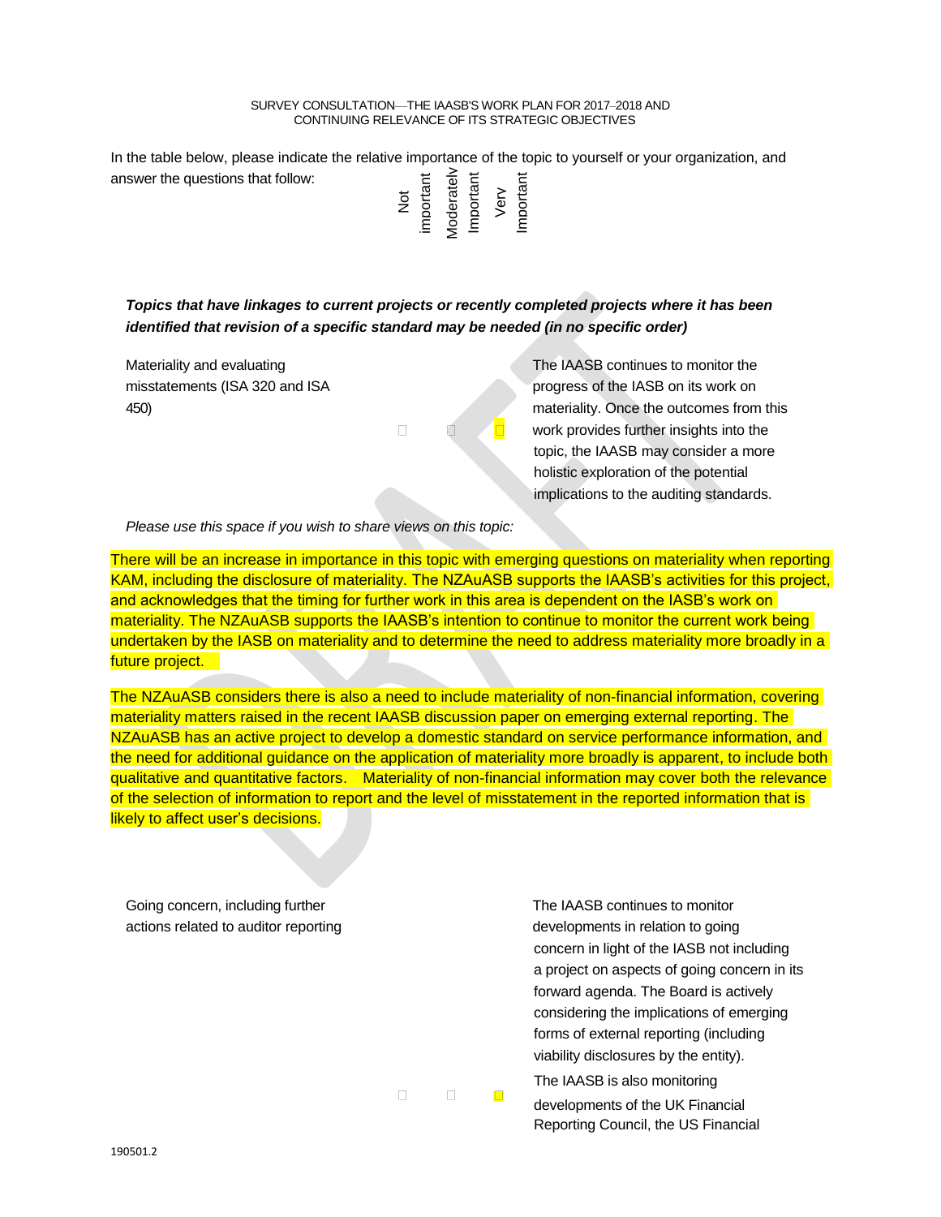SURVEY CONSULTATION—THE IAASB'S WORK PLAN FOR 2017–2018 AND CONTINUING RELEVANCE OF ITS STRATEGIC OBJECTIVES

In the table below, please indicate the relative importance of the topic to yourself or your organization, and answer the questions that follow:

| | Not important | Moderately Important | Very Important | |
|---|---|---|---|---|
| ***Topics that have linkages to current projects or recently completed projects where it has been identified that revision of a specific standard may be needed (in no specific order)*** | | | | |
| Materiality and evaluating misstatements (ISA 320 and ISA 450) | ☐ | ☐ | ☒ | The IAASB continues to monitor the progress of the IASB on its work on materiality. Once the outcomes from this work provides further insights into the topic, the IAASB may consider a more holistic exploration of the potential implications to the auditing standards. |

*Please use this space if you wish to share views on this topic:*

There will be an increase in importance in this topic with emerging questions on materiality when reporting KAM, including the disclosure of materiality. The NZAuASB supports the IAASB's activities for this project, and acknowledges that the timing for further work in this area is dependent on the IASB's work on materiality. The NZAuASB supports the IAASB's intention to continue to monitor the current work being undertaken by the IASB on materiality and to determine the need to address materiality more broadly in a future project.

The NZAuASB considers there is also a need to include materiality of non-financial information, covering materiality matters raised in the recent IAASB discussion paper on emerging external reporting. The NZAuASB has an active project to develop a domestic standard on service performance information, and the need for additional guidance on the application of materiality more broadly is apparent, to include both qualitative and quantitative factors. Materiality of non-financial information may cover both the relevance of the selection of information to report and the level of misstatement in the reported information that is likely to affect user's decisions.

| | Not important | Moderately Important | Very Important | |
|---|---|---|---|---|
| Going concern, including further actions related to auditor reporting | ☐ | ☐ | ☒ | The IAASB continues to monitor developments in relation to going concern in light of the IASB not including a project on aspects of going concern in its forward agenda. The Board is actively considering the implications of emerging forms of external reporting (including viability disclosures by the entity). The IAASB is also monitoring developments of the UK Financial Reporting Council, the US Financial |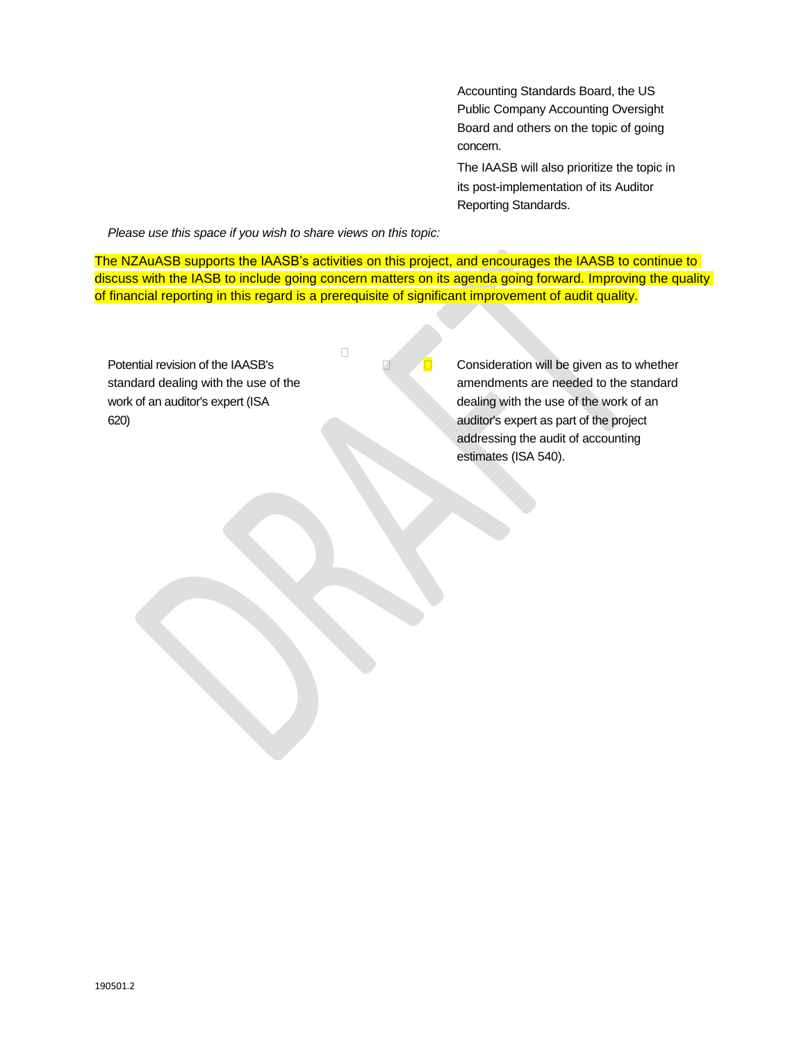| | | | | |
|---|---|---|---|---|
| | | | | Accounting Standards Board, the US Public Company Accounting Oversight Board and others on the topic of going concern. The IAASB will also prioritize the topic in its post-implementation of its Auditor Reporting Standards. |

*Please use this space if you wish to share views on this topic:*

The NZAuASB supports the IAASB's activities on this project, and encourages the IAASB to continue to discuss with the IASB to include going concern matters on its agenda going forward. Improving the quality of financial reporting in this regard is a prerequisite of significant improvement of audit quality.

| | | | | |
|---|---|---|---|---|
| Potential revision of the IAASB's standard dealing with the use of the work of an auditor's expert (ISA 620) | ☐ | ☐ | ☐ | Consideration will be given as to whether amendments are needed to the standard dealing with the use of the work of an auditor's expert as part of the project addressing the audit of accounting estimates (ISA 540). |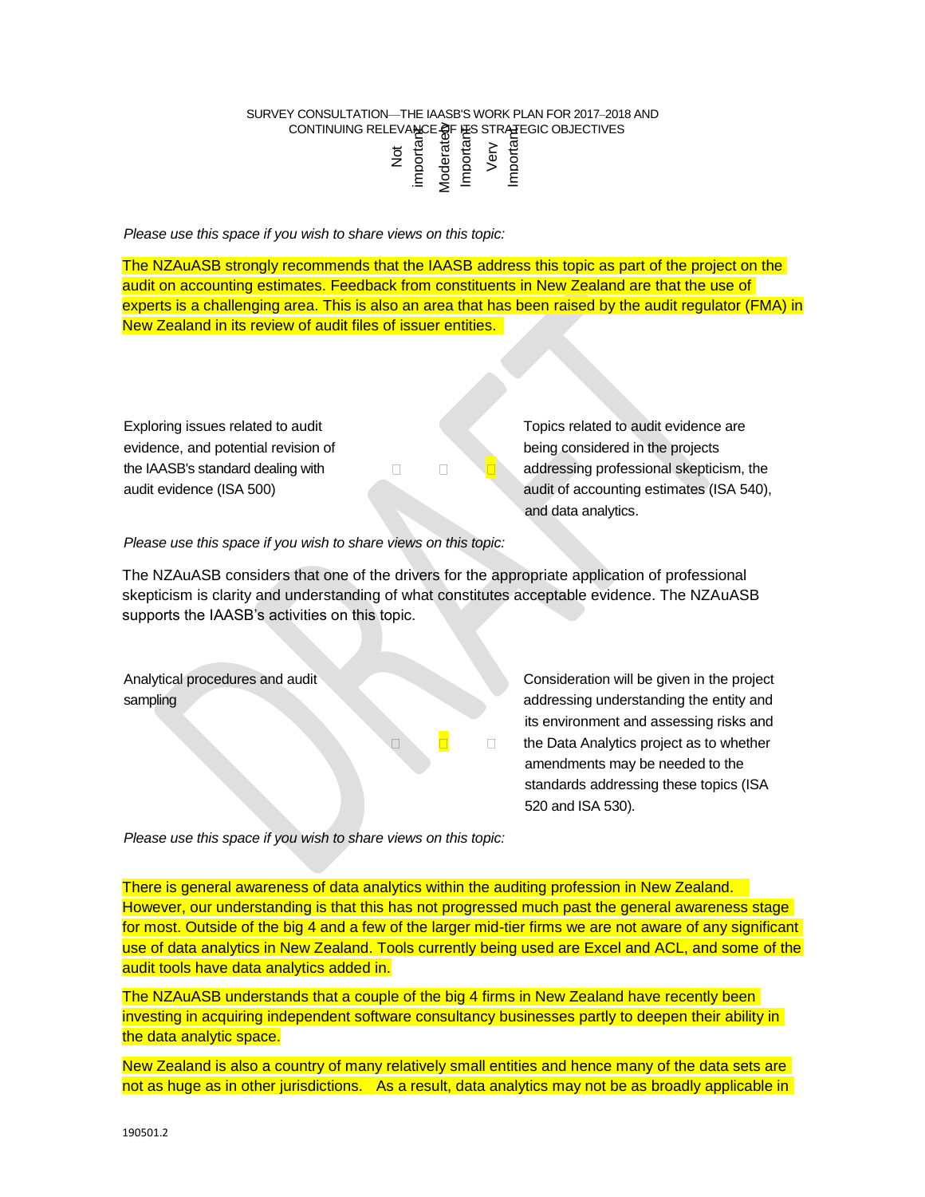| | Not important | Moderately Important | Very Important | |
|---|---|---|---|---|

*Please use this space if you wish to share views on this topic:*

The NZAuASB strongly recommends that the IAASB address this topic as part of the project on the audit on accounting estimates. Feedback from constituents in New Zealand are that the use of experts is a challenging area. This is also an area that has been raised by the audit regulator (FMA) in New Zealand in its review of audit files of issuer entities.

| | Not important | Moderately Important | Very Important | |
|---|---|---|---|---|
| Exploring issues related to audit evidence, and potential revision of the IAASB's standard dealing with audit evidence (ISA 500) | ☐ | ☐ | ☒ | Topics related to audit evidence are being considered in the projects addressing professional skepticism, the audit of accounting estimates (ISA 540), and data analytics. |

*Please use this space if you wish to share views on this topic:*

The NZAuASB considers that one of the drivers for the appropriate application of professional skepticism is clarity and understanding of what constitutes acceptable evidence. The NZAuASB supports the IAASB's activities on this topic.

| | Not important | Moderately Important | Very Important | |
|---|---|---|---|---|
| Analytical procedures and audit sampling | ☐ | ☒ | ☐ | Consideration will be given in the project addressing understanding the entity and its environment and assessing risks and the Data Analytics project as to whether amendments may be needed to the standards addressing these topics (ISA 520 and ISA 530). |

*Please use this space if you wish to share views on this topic:*

There is general awareness of data analytics within the auditing profession in New Zealand. However, our understanding is that this has not progressed much past the general awareness stage for most. Outside of the big 4 and a few of the larger mid-tier firms we are not aware of any significant use of data analytics in New Zealand. Tools currently being used are Excel and ACL, and some of the audit tools have data analytics added in.

The NZAuASB understands that a couple of the big 4 firms in New Zealand have recently been investing in acquiring independent software consultancy businesses partly to deepen their ability in the data analytic space.

New Zealand is also a country of many relatively small entities and hence many of the data sets are not as huge as in other jurisdictions. As a result, data analytics may not be as broadly applicable in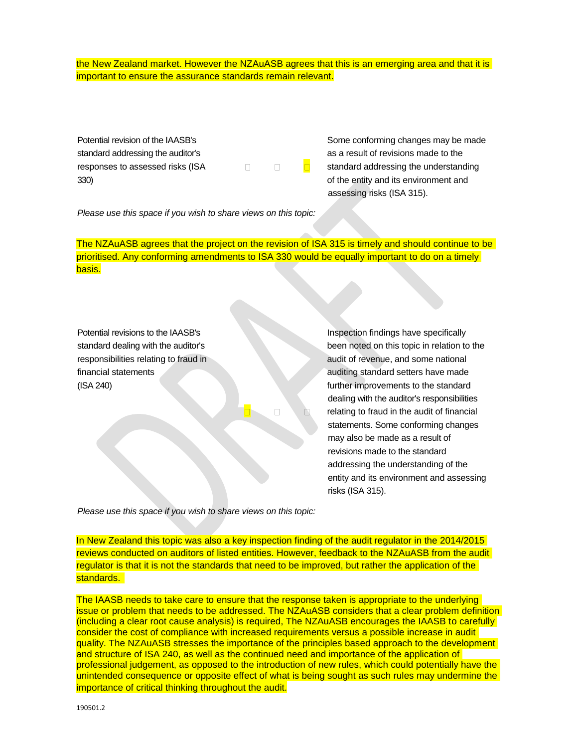the New Zealand market. However the NZAuASB agrees that this is an emerging area and that it is important to ensure the assurance standards remain relevant.

| | | | | |
|---|---|---|---|---|
| Potential revision of the IAASB's standard addressing the auditor's responses to assessed risks (ISA 330) | ☐ | ☐ | ☒ | Some conforming changes may be made as a result of revisions made to the standard addressing the understanding of the entity and its environment and assessing risks (ISA 315). |

*Please use this space if you wish to share views on this topic:*

The NZAuASB agrees that the project on the revision of ISA 315 is timely and should continue to be prioritised. Any conforming amendments to ISA 330 would be equally important to do on a timely basis.

| | | | | |
|---|---|---|---|---|
| Potential revisions to the IAASB's standard dealing with the auditor's responsibilities relating to fraud in financial statements (ISA 240) | ☒ | ☐ | ☐ | Inspection findings have specifically been noted on this topic in relation to the audit of revenue, and some national auditing standard setters have made further improvements to the standard dealing with the auditor's responsibilities relating to fraud in the audit of financial statements. Some conforming changes may also be made as a result of revisions made to the standard addressing the understanding of the entity and its environment and assessing risks (ISA 315). |

*Please use this space if you wish to share views on this topic:*

In New Zealand this topic was also a key inspection finding of the audit regulator in the 2014/2015 reviews conducted on auditors of listed entities. However, feedback to the NZAuASB from the audit regulator is that it is not the standards that need to be improved, but rather the application of the standards.

The IAASB needs to take care to ensure that the response taken is appropriate to the underlying issue or problem that needs to be addressed. The NZAuASB considers that a clear problem definition (including a clear root cause analysis) is required, The NZAuASB encourages the IAASB to carefully consider the cost of compliance with increased requirements versus a possible increase in audit quality. The NZAuASB stresses the importance of the principles based approach to the development and structure of ISA 240, as well as the continued need and importance of the application of professional judgement, as opposed to the introduction of new rules, which could potentially have the unintended consequence or opposite effect of what is being sought as such rules may undermine the importance of critical thinking throughout the audit.

190501.2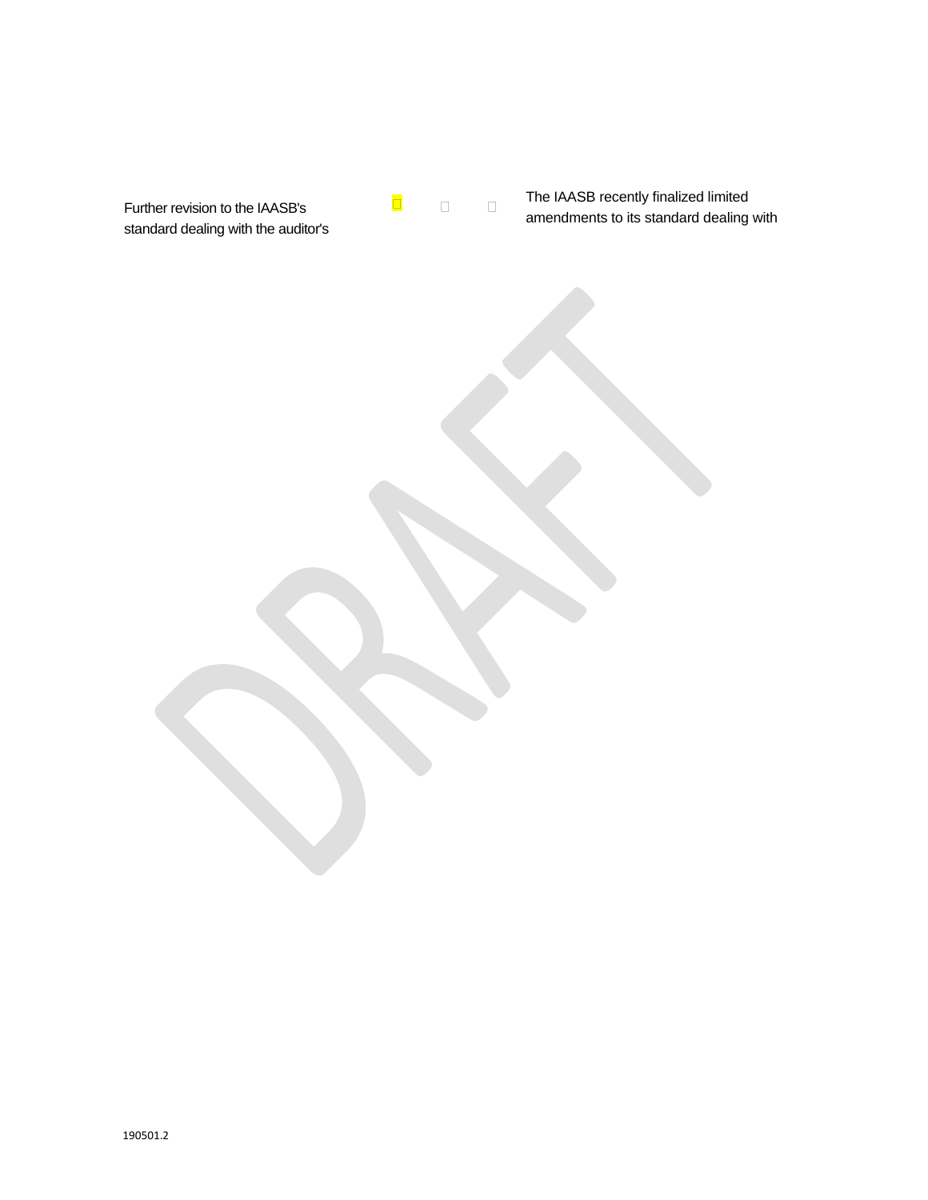| | | | | |
|---|---|---|---|---|
| Further revision to the IAASB's standard dealing with the auditor's | ☐ | ☐ | ☐ | The IAASB recently finalized limited amendments to its standard dealing with |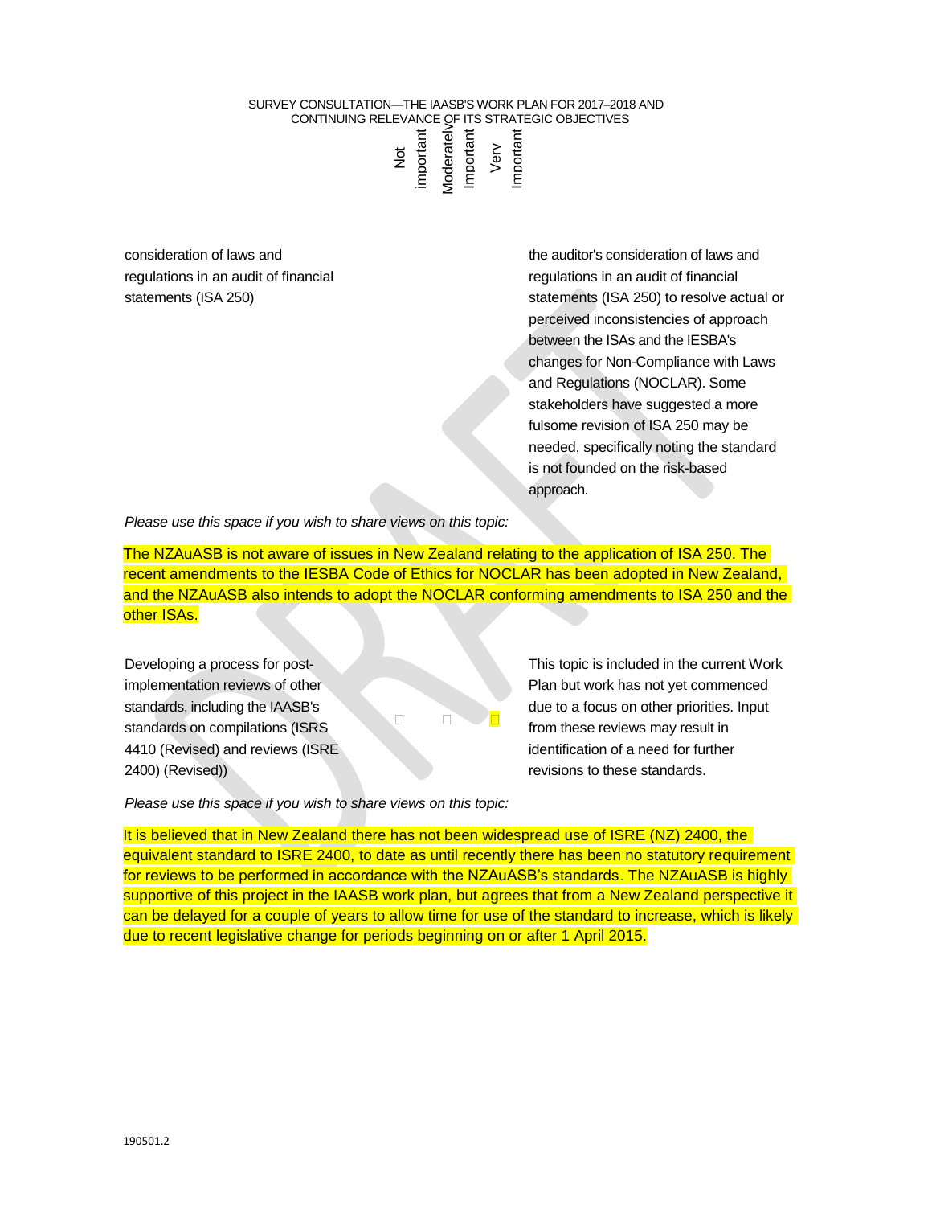| Topic | Not important | Moderately Important | Very Important | Explanation |
|---|---|---|---|---|
| consideration of laws and regulations in an audit of financial statements (ISA 250) | | | | the auditor's consideration of laws and regulations in an audit of financial statements (ISA 250) to resolve actual or perceived inconsistencies of approach between the ISAs and the IESBA's changes for Non-Compliance with Laws and Regulations (NOCLAR). Some stakeholders have suggested a more fulsome revision of ISA 250 may be needed, specifically noting the standard is not founded on the risk-based approach. |

*Please use this space if you wish to share views on this topic:*

The NZAuASB is not aware of issues in New Zealand relating to the application of ISA 250. The recent amendments to the IESBA Code of Ethics for NOCLAR has been adopted in New Zealand, and the NZAuASB also intends to adopt the NOCLAR conforming amendments to ISA 250 and the other ISAs.

| Topic | Not important | Moderately Important | Very Important | Explanation |
|---|---|---|---|---|
| Developing a process for post-implementation reviews of other standards, including the IAASB's standards on compilations (ISRS 4410 (Revised) and reviews (ISRE 2400) (Revised)) | ☐ | ☐ | ☒ | This topic is included in the current Work Plan but work has not yet commenced due to a focus on other priorities. Input from these reviews may result in identification of a need for further revisions to these standards. |

*Please use this space if you wish to share views on this topic:*

It is believed that in New Zealand there has not been widespread use of ISRE (NZ) 2400, the equivalent standard to ISRE 2400, to date as until recently there has been no statutory requirement for reviews to be performed in accordance with the NZAuASB's standards. The NZAuASB is highly supportive of this project in the IAASB work plan, but agrees that from a New Zealand perspective it can be delayed for a couple of years to allow time for use of the standard to increase, which is likely due to recent legislative change for periods beginning on or after 1 April 2015.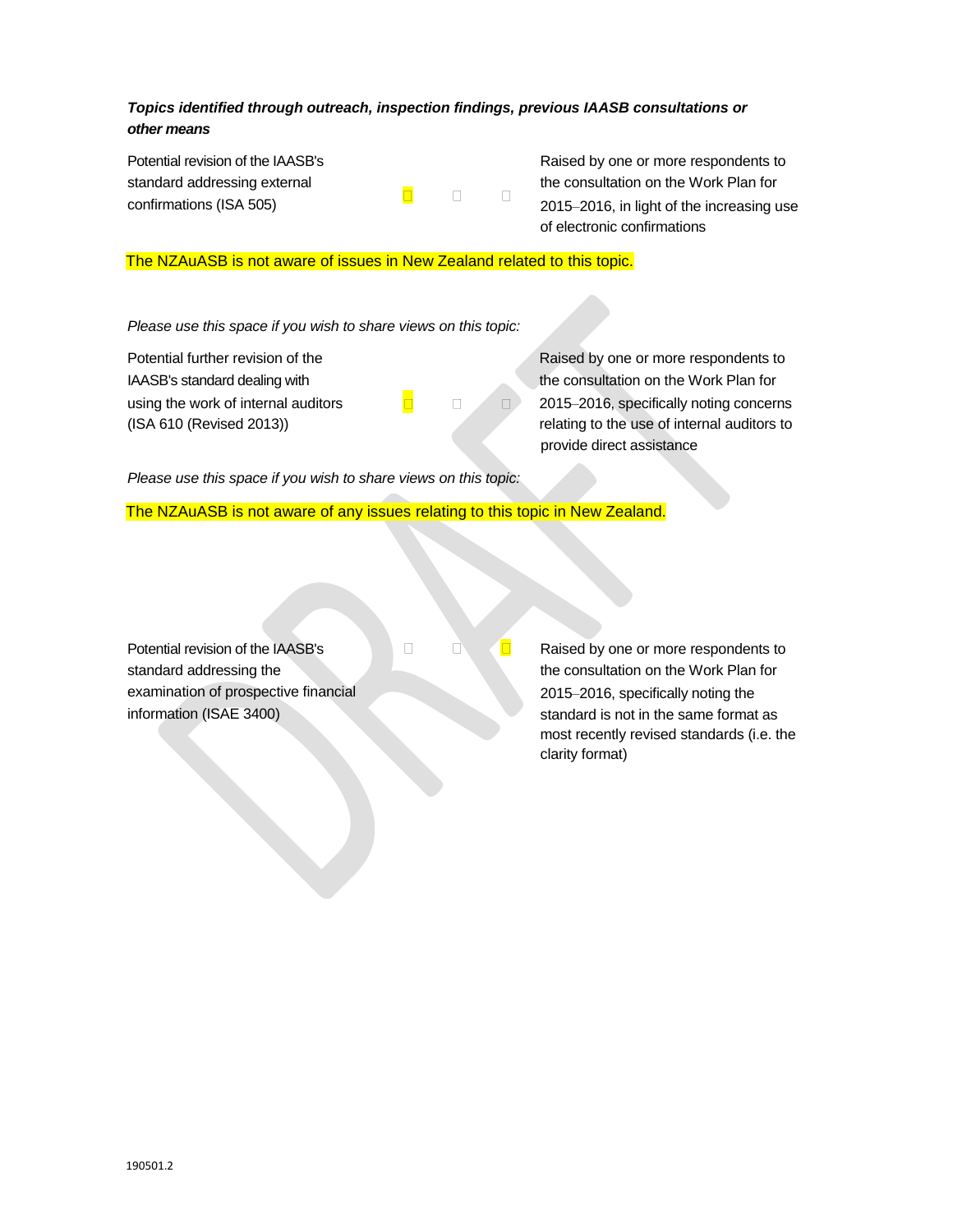***Topics identified through outreach, inspection findings, previous IAASB consultations or other means***

| | | | | |
|---|---|---|---|---|
| Potential revision of the IAASB's standard addressing external confirmations (ISA 505) | ☐ | ☐ | ☐ | Raised by one or more respondents to the consultation on the Work Plan for 2015–2016, in light of the increasing use of electronic confirmations |

The NZAuASB is not aware of issues in New Zealand related to this topic.

*Please use this space if you wish to share views on this topic:*

| | | | | |
|---|---|---|---|---|
| Potential further revision of the IAASB's standard dealing with using the work of internal auditors (ISA 610 (Revised 2013)) | ☐ | ☐ | ☐ | Raised by one or more respondents to the consultation on the Work Plan for 2015–2016, specifically noting concerns relating to the use of internal auditors to provide direct assistance |

*Please use this space if you wish to share views on this topic:*

The NZAuASB is not aware of any issues relating to this topic in New Zealand.

| | | | | |
|---|---|---|---|---|
| Potential revision of the IAASB's standard addressing the examination of prospective financial information (ISAE 3400) | ☐ | ☐ | ☐ | Raised by one or more respondents to the consultation on the Work Plan for 2015–2016, specifically noting the standard is not in the same format as most recently revised standards (i.e. the clarity format) |

190501.2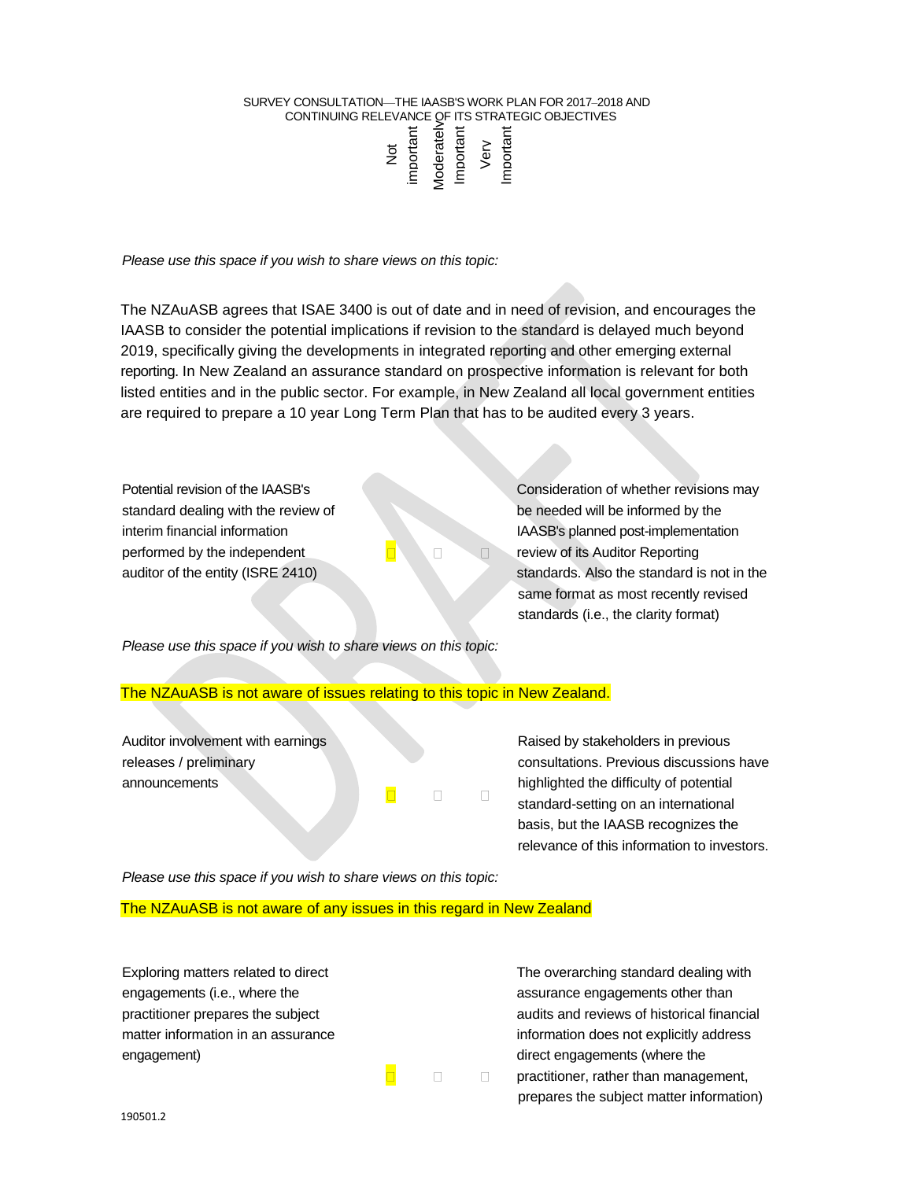SURVEY CONSULTATION—THE IAASB'S WORK PLAN FOR 2017–2018 AND CONTINUING RELEVANCE OF ITS STRATEGIC OBJECTIVES

| | Not important | Moderately Important | Very Important | |
|---|---|---|---|---|

*Please use this space if you wish to share views on this topic:*

The NZAuASB agrees that ISAE 3400 is out of date and in need of revision, and encourages the IAASB to consider the potential implications if revision to the standard is delayed much beyond 2019, specifically giving the developments in integrated reporting and other emerging external reporting. In New Zealand an assurance standard on prospective information is relevant for both listed entities and in the public sector. For example, in New Zealand all local government entities are required to prepare a 10 year Long Term Plan that has to be audited every 3 years.

| Topic | Not important | Moderately Important | Very Important | Comment |
|---|---|---|---|---|
| Potential revision of the IAASB's standard dealing with the review of interim financial information performed by the independent auditor of the entity (ISRE 2410) | ☐ | ☐ | ☐ | Consideration of whether revisions may be needed will be informed by the IAASB's planned post-implementation review of its Auditor Reporting standards. Also the standard is not in the same format as most recently revised standards (i.e., the clarity format) |

*Please use this space if you wish to share views on this topic:*

The NZAuASB is not aware of issues relating to this topic in New Zealand.

| Topic | Not important | Moderately Important | Very Important | Comment |
|---|---|---|---|---|
| Auditor involvement with earnings releases / preliminary announcements | ☐ | ☐ | ☐ | Raised by stakeholders in previous consultations. Previous discussions have highlighted the difficulty of potential standard-setting on an international basis, but the IAASB recognizes the relevance of this information to investors. |

*Please use this space if you wish to share views on this topic:*

The NZAuASB is not aware of any issues in this regard in New Zealand

| Topic | Not important | Moderately Important | Very Important | Comment |
|---|---|---|---|---|
| Exploring matters related to direct engagements (i.e., where the practitioner prepares the subject matter information in an assurance engagement) | ☐ | ☐ | ☐ | The overarching standard dealing with assurance engagements other than audits and reviews of historical financial information does not explicitly address direct engagements (where the practitioner, rather than management, prepares the subject matter information) |

190501.2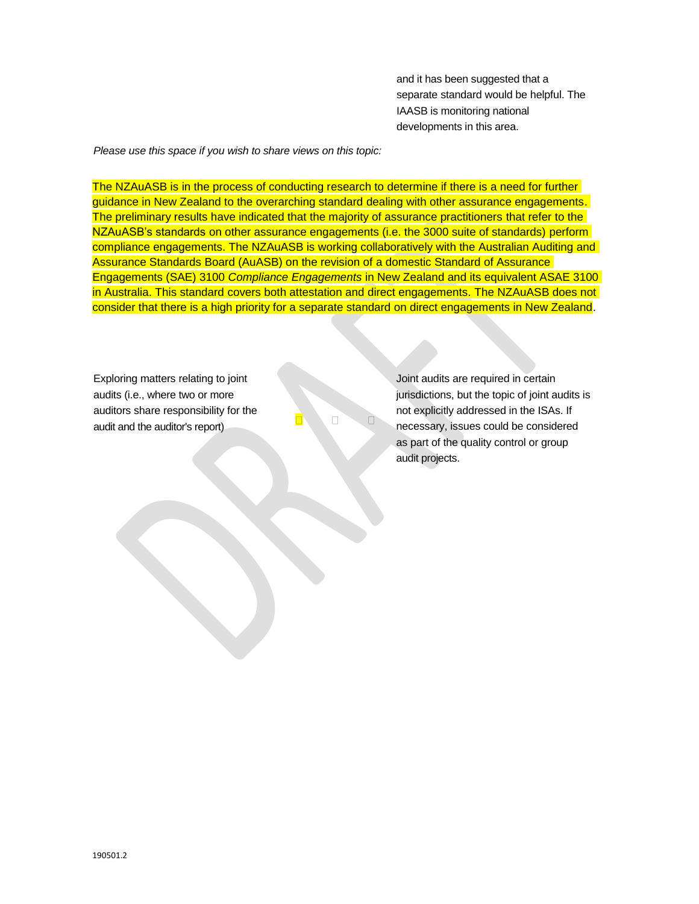| | | | | and it has been suggested that a separate standard would be helpful. The IAASB is monitoring national developments in this area. |
|---|---|---|---|---|

*Please use this space if you wish to share views on this topic:*

The NZAuASB is in the process of conducting research to determine if there is a need for further guidance in New Zealand to the overarching standard dealing with other assurance engagements. The preliminary results have indicated that the majority of assurance practitioners that refer to the NZAuASB's standards on other assurance engagements (i.e. the 3000 suite of standards) perform compliance engagements. The NZAuASB is working collaboratively with the Australian Auditing and Assurance Standards Board (AuASB) on the revision of a domestic Standard of Assurance Engagements (SAE) 3100 *Compliance Engagements* in New Zealand and its equivalent ASAE 3100 in Australia. This standard covers both attestation and direct engagements. The NZAuASB does not consider that there is a high priority for a separate standard on direct engagements in New Zealand.

| | | | | |
|---|---|---|---|---|
| Exploring matters relating to joint audits (i.e., where two or more auditors share responsibility for the audit and the auditor's report) | ☐ | ☐ | ☐ | Joint audits are required in certain jurisdictions, but the topic of joint audits is not explicitly addressed in the ISAs. If necessary, issues could be considered as part of the quality control or group audit projects. |

190501.2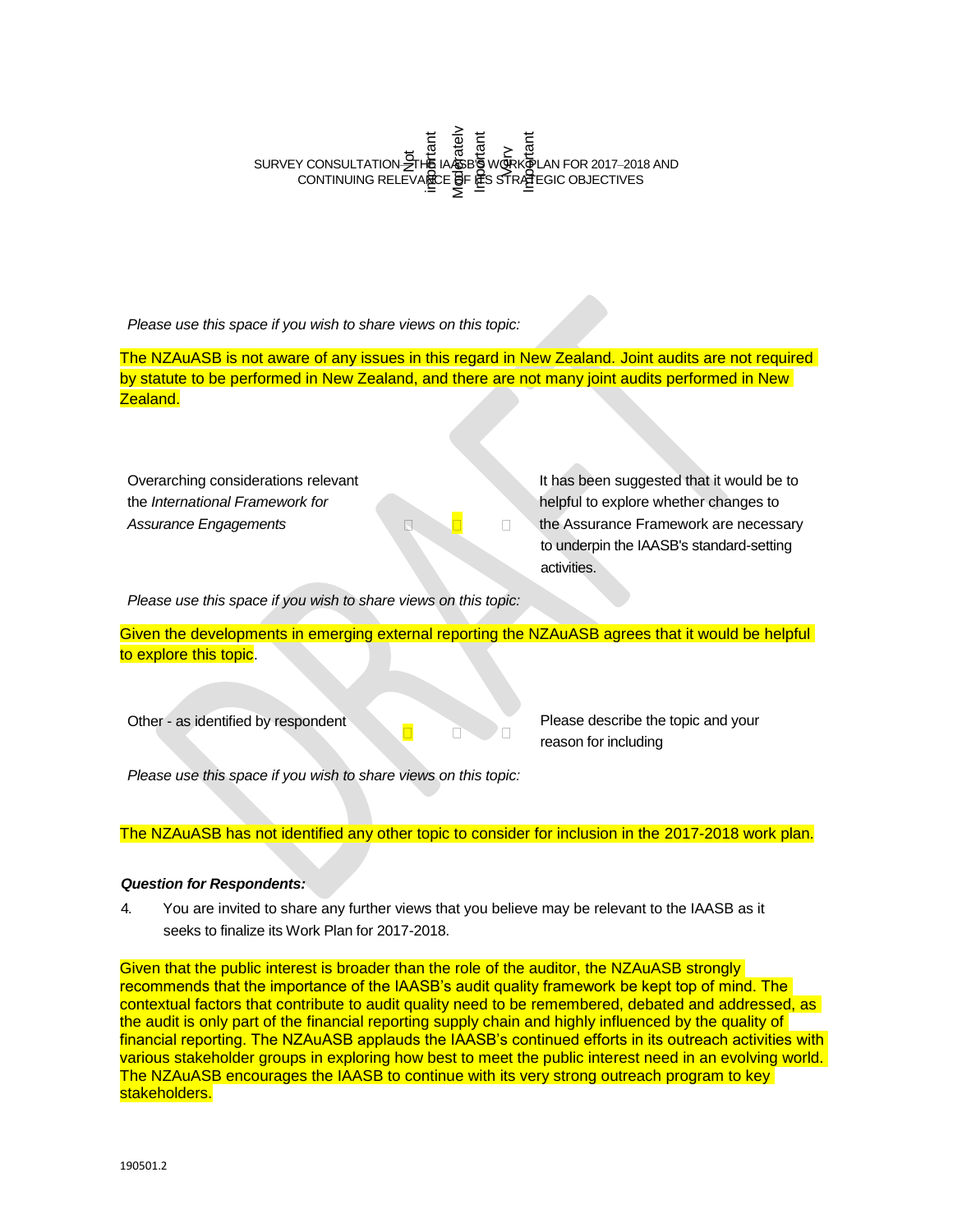Please use this space if you wish to share views on this topic:

The NZAuASB is not aware of any issues in this regard in New Zealand. Joint audits are not required by statute to be performed in New Zealand, and there are not many joint audits performed in New Zealand.

| | Not important | Moderately Important | Very Important | |
|---|---|---|---|---|
| Overarching considerations relevant the *International Framework for Assurance Engagements* | ☐ | ☐ | ☐ | It has been suggested that it would be to helpful to explore whether changes to the Assurance Framework are necessary to underpin the IAASB's standard-setting activities. |

*Please use this space if you wish to share views on this topic:*

Given the developments in emerging external reporting the NZAuASB agrees that it would be helpful to explore this topic.

| | Not important | Moderately Important | Very Important | |
|---|---|---|---|---|
| Other - as identified by respondent | ☐ | ☐ | ☐ | Please describe the topic and your reason for including |

*Please use this space if you wish to share views on this topic:*

The NZAuASB has not identified any other topic to consider for inclusion in the 2017-2018 work plan.

***Question for Respondents:***

4. You are invited to share any further views that you believe may be relevant to the IAASB as it seeks to finalize its Work Plan for 2017-2018.

Given that the public interest is broader than the role of the auditor, the NZAuASB strongly recommends that the importance of the IAASB's audit quality framework be kept top of mind. The contextual factors that contribute to audit quality need to be remembered, debated and addressed, as the audit is only part of the financial reporting supply chain and highly influenced by the quality of financial reporting. The NZAuASB applauds the IAASB's continued efforts in its outreach activities with various stakeholder groups in exploring how best to meet the public interest need in an evolving world. The NZAuASB encourages the IAASB to continue with its very strong outreach program to key stakeholders.

190501.2